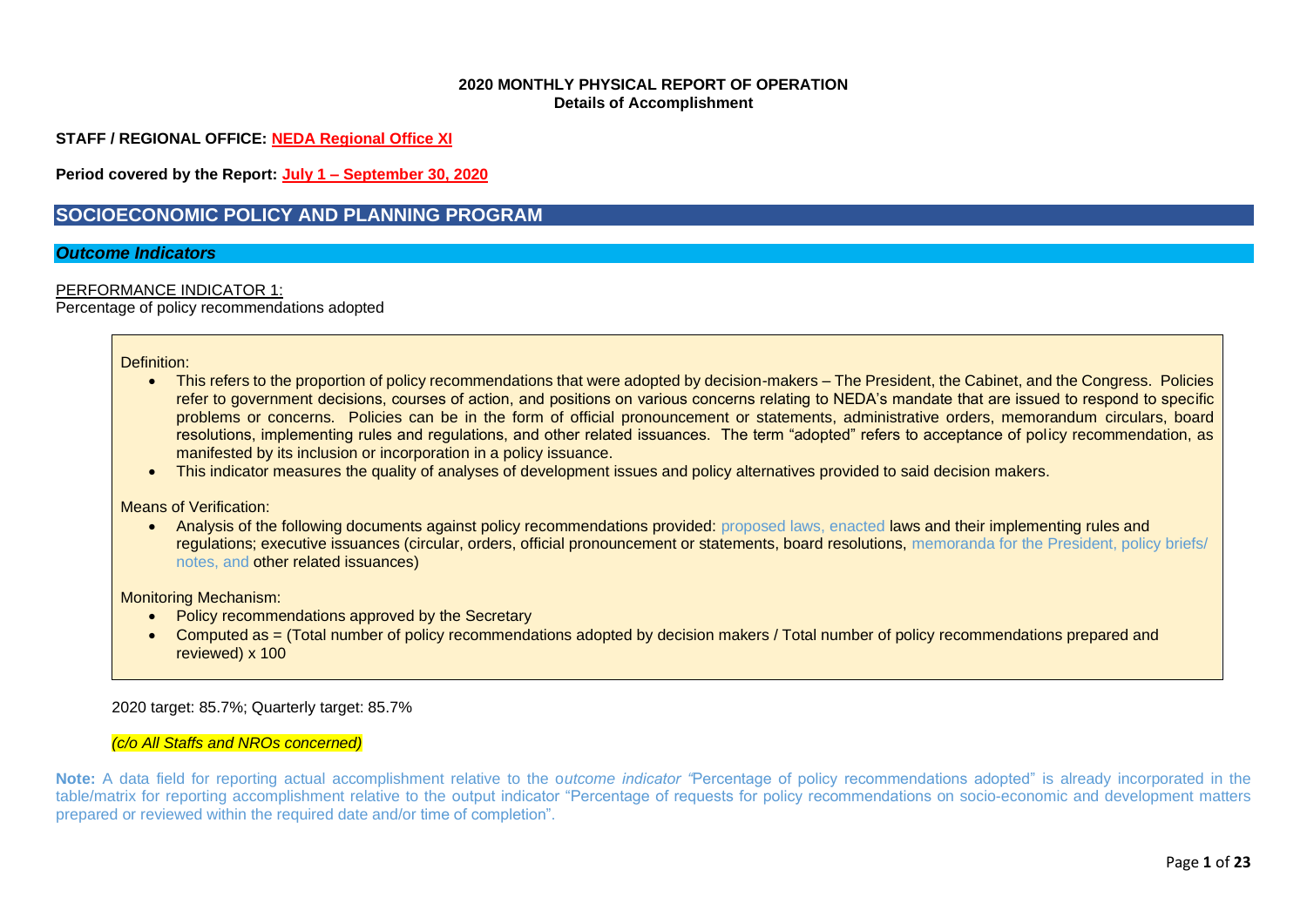**2020 MONTHLY PHYSICAL REPORT OF OPERATION**
**Details of Accomplishment**

**STAFF / REGIONAL OFFICE: NEDA Regional Office XI**

**Period covered by the Report: July 1 – September 30, 2020**

## SOCIOECONOMIC POLICY AND PLANNING PROGRAM

### *Outcome Indicators*

PERFORMANCE INDICATOR 1:
Percentage of policy recommendations adopted

Definition:

- This refers to the proportion of policy recommendations that were adopted by decision-makers – The President, the Cabinet, and the Congress. Policies refer to government decisions, courses of action, and positions on various concerns relating to NEDA's mandate that are issued to respond to specific problems or concerns. Policies can be in the form of official pronouncement or statements, administrative orders, memorandum circulars, board resolutions, implementing rules and regulations, and other related issuances. The term "adopted" refers to acceptance of policy recommendation, as manifested by its inclusion or incorporation in a policy issuance.
- This indicator measures the quality of analyses of development issues and policy alternatives provided to said decision makers.

Means of Verification:

- Analysis of the following documents against policy recommendations provided: proposed laws, enacted laws and their implementing rules and regulations; executive issuances (circular, orders, official pronouncement or statements, board resolutions, memoranda for the President, policy briefs/ notes, and other related issuances)

Monitoring Mechanism:

- Policy recommendations approved by the Secretary
- Computed as = (Total number of policy recommendations adopted by decision makers / Total number of policy recommendations prepared and reviewed) x 100

2020 target: 85.7%; Quarterly target: 85.7%

*(c/o All Staffs and NROs concerned)*

**Note:** A data field for reporting actual accomplishment relative to the o*utcome indicator "*Percentage of policy recommendations adopted" is already incorporated in the table/matrix for reporting accomplishment relative to the output indicator "Percentage of requests for policy recommendations on socio-economic and development matters prepared or reviewed within the required date and/or time of completion".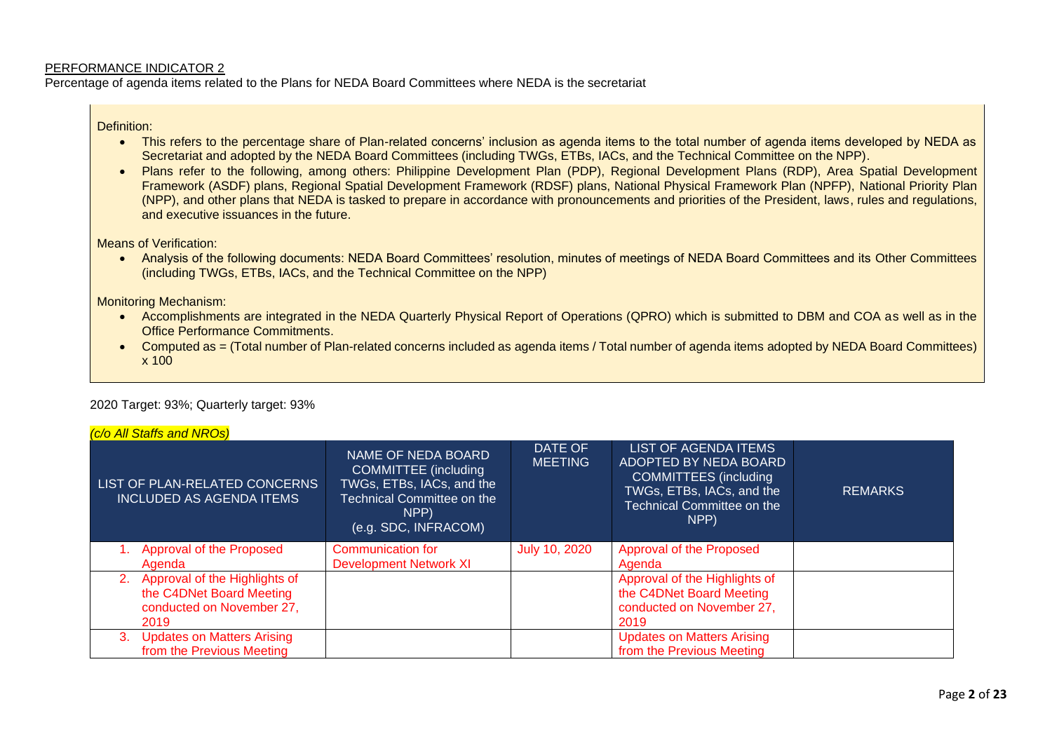PERFORMANCE INDICATOR 2

Percentage of agenda items related to the Plans for NEDA Board Committees where NEDA is the secretariat

Definition:

- This refers to the percentage share of Plan-related concerns' inclusion as agenda items to the total number of agenda items developed by NEDA as Secretariat and adopted by the NEDA Board Committees (including TWGs, ETBs, IACs, and the Technical Committee on the NPP).
- Plans refer to the following, among others: Philippine Development Plan (PDP), Regional Development Plans (RDP), Area Spatial Development Framework (ASDF) plans, Regional Spatial Development Framework (RDSF) plans, National Physical Framework Plan (NPFP), National Priority Plan (NPP), and other plans that NEDA is tasked to prepare in accordance with pronouncements and priorities of the President, laws, rules and regulations, and executive issuances in the future.

Means of Verification:

- Analysis of the following documents: NEDA Board Committees' resolution, minutes of meetings of NEDA Board Committees and its Other Committees (including TWGs, ETBs, IACs, and the Technical Committee on the NPP)

Monitoring Mechanism:

- Accomplishments are integrated in the NEDA Quarterly Physical Report of Operations (QPRO) which is submitted to DBM and COA as well as in the Office Performance Commitments.
- Computed as = (Total number of Plan-related concerns included as agenda items / Total number of agenda items adopted by NEDA Board Committees) x 100

2020 Target: 93%; Quarterly target: 93%

*(c/o All Staffs and NROs)*

| LIST OF PLAN-RELATED CONCERNS INCLUDED AS AGENDA ITEMS | NAME OF NEDA BOARD COMMITTEE (including TWGs, ETBs, IACs, and the Technical Committee on the NPP) (e.g. SDC, INFRACOM) | DATE OF MEETING | LIST OF AGENDA ITEMS ADOPTED BY NEDA BOARD COMMITTEES (including TWGs, ETBs, IACs, and the Technical Committee on the NPP) | REMARKS |
|---|---|---|---|---|
| 1. Approval of the Proposed Agenda | Communication for Development Network XI | July 10, 2020 | Approval of the Proposed Agenda | |
| 2. Approval of the Highlights of the C4DNet Board Meeting conducted on November 27, 2019 | | | Approval of the Highlights of the C4DNet Board Meeting conducted on November 27, 2019 | |
| 3. Updates on Matters Arising from the Previous Meeting | | | Updates on Matters Arising from the Previous Meeting | |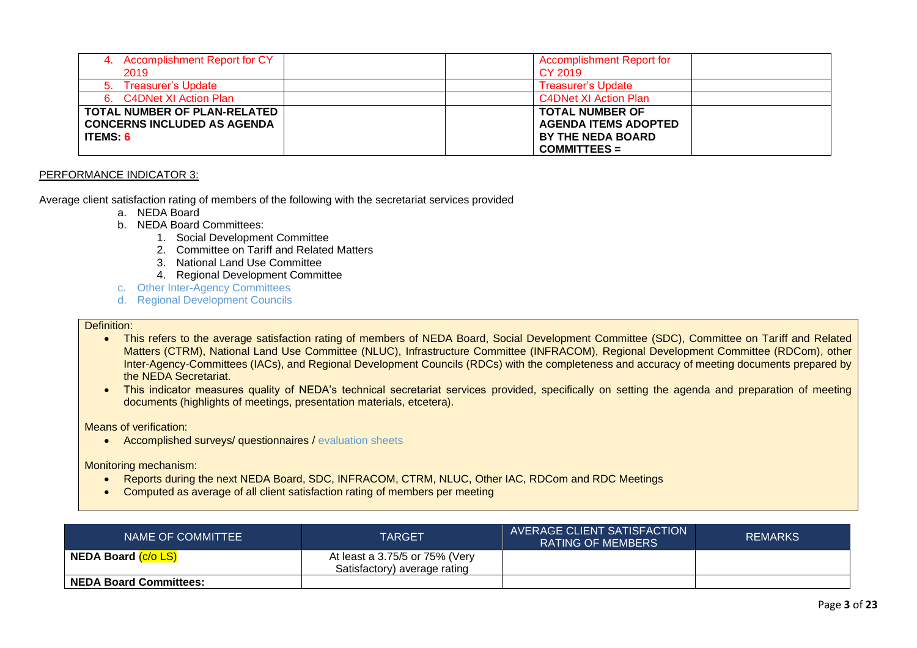| | | | | |
|---|---|---|---|---|
| 4. Accomplishment Report for CY 2019 | | | Accomplishment Report for CY 2019 | |
| 5. Treasurer's Update | | | Treasurer's Update | |
| 6. C4DNet XI Action Plan | | | C4DNet XI Action Plan | |
| **TOTAL NUMBER OF PLAN-RELATED CONCERNS INCLUDED AS AGENDA ITEMS: 6** | | | **TOTAL NUMBER OF AGENDA ITEMS ADOPTED BY THE NEDA BOARD COMMITTEES =** | |

PERFORMANCE INDICATOR 3:

Average client satisfaction rating of members of the following with the secretariat services provided

a. NEDA Board
b. NEDA Board Committees:
   1. Social Development Committee
   2. Committee on Tariff and Related Matters
   3. National Land Use Committee
   4. Regional Development Committee
c. Other Inter-Agency Committees
d. Regional Development Councils

Definition:

- This refers to the average satisfaction rating of members of NEDA Board, Social Development Committee (SDC), Committee on Tariff and Related Matters (CTRM), National Land Use Committee (NLUC), Infrastructure Committee (INFRACOM), Regional Development Committee (RDCom), other Inter-Agency-Committees (IACs), and Regional Development Councils (RDCs) with the completeness and accuracy of meeting documents prepared by the NEDA Secretariat.
- This indicator measures quality of NEDA's technical secretariat services provided, specifically on setting the agenda and preparation of meeting documents (highlights of meetings, presentation materials, etcetera).

Means of verification:

- Accomplished surveys/ questionnaires / evaluation sheets

Monitoring mechanism:

- Reports during the next NEDA Board, SDC, INFRACOM, CTRM, NLUC, Other IAC, RDCom and RDC Meetings
- Computed as average of all client satisfaction rating of members per meeting

| NAME OF COMMITTEE | TARGET | AVERAGE CLIENT SATISFACTION RATING OF MEMBERS | REMARKS |
|---|---|---|---|
| **NEDA Board** (c/o LS) | At least a 3.75/5 or 75% (Very Satisfactory) average rating | | |
| **NEDA Board Committees:** | | | |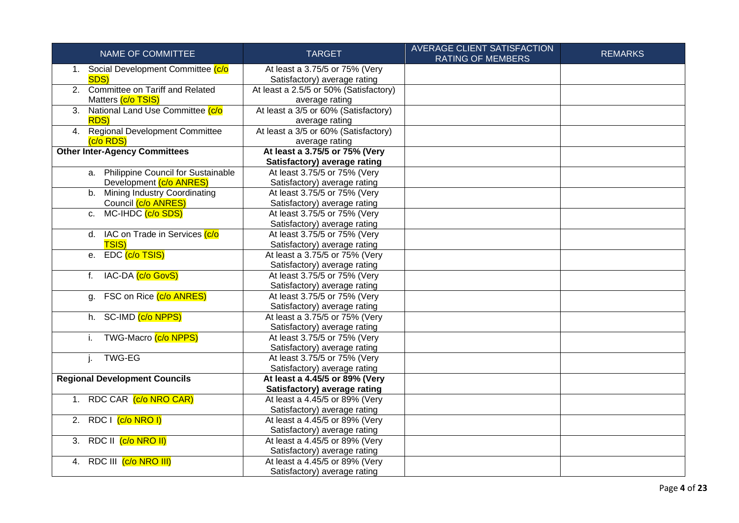| NAME OF COMMITTEE | TARGET | AVERAGE CLIENT SATISFACTION RATING OF MEMBERS | REMARKS |
|---|---|---|---|
| 1. Social Development Committee (c/o SDS) | At least a 3.75/5 or 75% (Very Satisfactory) average rating | | |
| 2. Committee on Tariff and Related Matters (c/o TSIS) | At least a 2.5/5 or 50% (Satisfactory) average rating | | |
| 3. National Land Use Committee (c/o RDS) | At least a 3/5 or 60% (Satisfactory) average rating | | |
| 4. Regional Development Committee (c/o RDS) | At least a 3/5 or 60% (Satisfactory) average rating | | |
| **Other Inter-Agency Committees** | **At least a 3.75/5 or 75% (Very Satisfactory) average rating** | | |
| a. Philippine Council for Sustainable Development (c/o ANRES) | At least 3.75/5 or 75% (Very Satisfactory) average rating | | |
| b. Mining Industry Coordinating Council (c/o ANRES) | At least 3.75/5 or 75% (Very Satisfactory) average rating | | |
| c. MC-IHDC (c/o SDS) | At least 3.75/5 or 75% (Very Satisfactory) average rating | | |
| d. IAC on Trade in Services (c/o TSIS) | At least 3.75/5 or 75% (Very Satisfactory) average rating | | |
| e. EDC (c/o TSIS) | At least a 3.75/5 or 75% (Very Satisfactory) average rating | | |
| f. IAC-DA (c/o GovS) | At least 3.75/5 or 75% (Very Satisfactory) average rating | | |
| g. FSC on Rice (c/o ANRES) | At least 3.75/5 or 75% (Very Satisfactory) average rating | | |
| h. SC-IMD (c/o NPPS) | At least a 3.75/5 or 75% (Very Satisfactory) average rating | | |
| i. TWG-Macro (c/o NPPS) | At least 3.75/5 or 75% (Very Satisfactory) average rating | | |
| j. TWG-EG | At least 3.75/5 or 75% (Very Satisfactory) average rating | | |
| **Regional Development Councils** | **At least a 4.45/5 or 89% (Very Satisfactory) average rating** | | |
| 1. RDC CAR (c/o NRO CAR) | At least a 4.45/5 or 89% (Very Satisfactory) average rating | | |
| 2. RDC I (c/o NRO I) | At least a 4.45/5 or 89% (Very Satisfactory) average rating | | |
| 3. RDC II (c/o NRO II) | At least a 4.45/5 or 89% (Very Satisfactory) average rating | | |
| 4. RDC III (c/o NRO III) | At least a 4.45/5 or 89% (Very Satisfactory) average rating | | |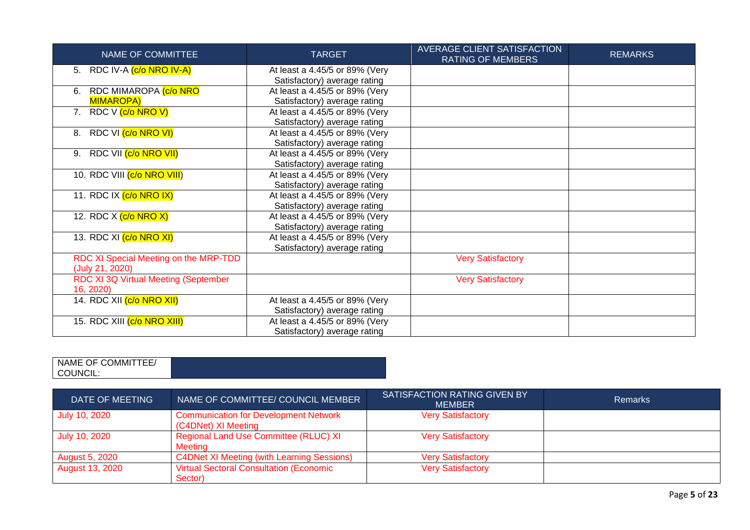| NAME OF COMMITTEE | TARGET | AVERAGE CLIENT SATISFACTION RATING OF MEMBERS | REMARKS |
|---|---|---|---|
| 5. RDC IV-A (c/o NRO IV-A) | At least a 4.45/5 or 89% (Very Satisfactory) average rating | | |
| 6. RDC MIMAROPA (c/o NRO MIMAROPA) | At least a 4.45/5 or 89% (Very Satisfactory) average rating | | |
| 7. RDC V (c/o NRO V) | At least a 4.45/5 or 89% (Very Satisfactory) average rating | | |
| 8. RDC VI (c/o NRO VI) | At least a 4.45/5 or 89% (Very Satisfactory) average rating | | |
| 9. RDC VII (c/o NRO VII) | At least a 4.45/5 or 89% (Very Satisfactory) average rating | | |
| 10. RDC VIII (c/o NRO VIII) | At least a 4.45/5 or 89% (Very Satisfactory) average rating | | |
| 11. RDC IX (c/o NRO IX) | At least a 4.45/5 or 89% (Very Satisfactory) average rating | | |
| 12. RDC X (c/o NRO X) | At least a 4.45/5 or 89% (Very Satisfactory) average rating | | |
| 13. RDC XI (c/o NRO XI) | At least a 4.45/5 or 89% (Very Satisfactory) average rating | | |
| RDC XI Special Meeting on the MRP-TDD (July 21, 2020) | | Very Satisfactory | |
| RDC XI 3Q Virtual Meeting (September 16, 2020) | | Very Satisfactory | |
| 14. RDC XII (c/o NRO XII) | At least a 4.45/5 or 89% (Very Satisfactory) average rating | | |
| 15. RDC XIII (c/o NRO XIII) | At least a 4.45/5 or 89% (Very Satisfactory) average rating | | |

| NAME OF COMMITTEE/ COUNCIL: | |
|---|---|

| DATE OF MEETING | NAME OF COMMITTEE/ COUNCIL MEMBER | SATISFACTION RATING GIVEN BY MEMBER | Remarks |
|---|---|---|---|
| July 10, 2020 | Communication for Development Network (C4DNet) XI Meeting | Very Satisfactory | |
| July 10, 2020 | Regional Land Use Committee (RLUC) XI Meeting | Very Satisfactory | |
| August 5, 2020 | C4DNet XI Meeting (with Learning Sessions) | Very Satisfactory | |
| August 13, 2020 | Virtual Sectoral Consultation (Economic Sector) | Very Satisfactory | |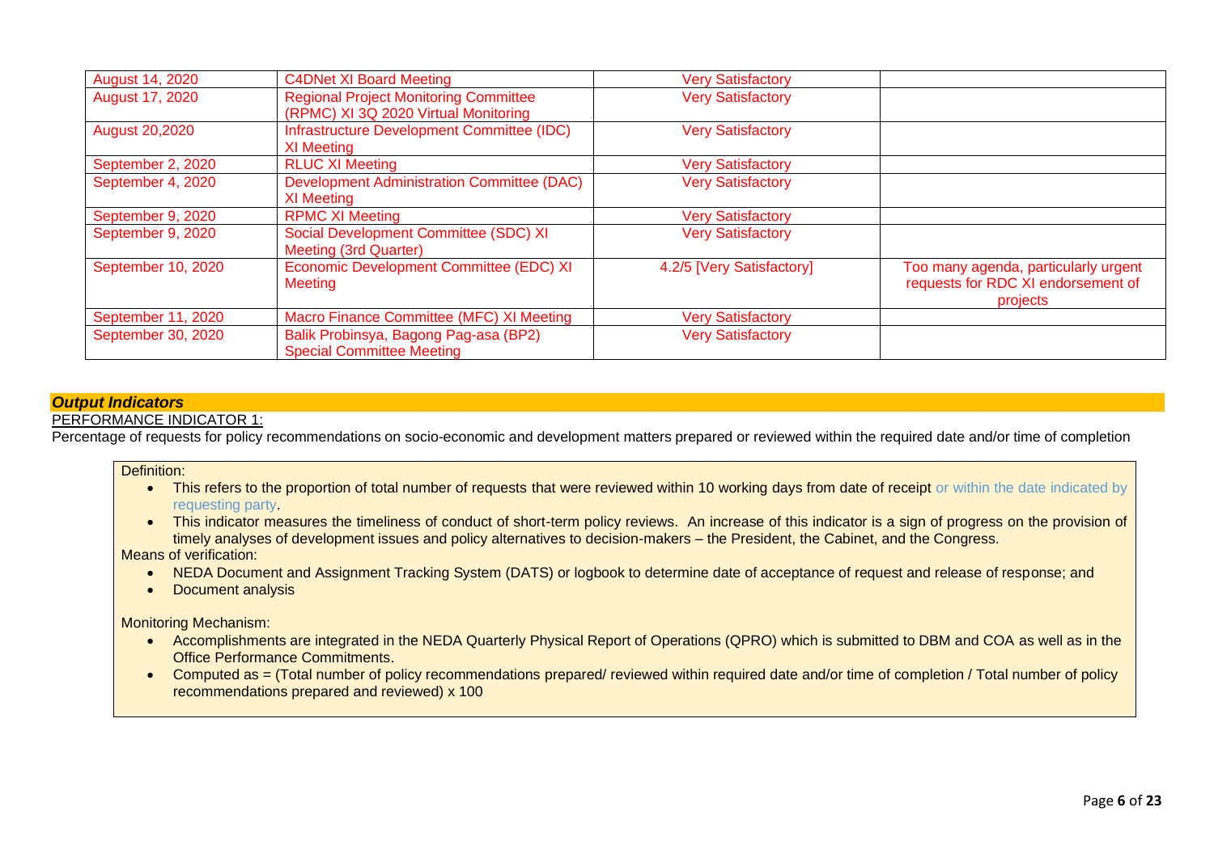| | | | |
|---|---|---|---|
| August 14, 2020 | C4DNet XI Board Meeting | Very Satisfactory | |
| August 17, 2020 | Regional Project Monitoring Committee (RPMC) XI 3Q 2020 Virtual Monitoring | Very Satisfactory | |
| August 20,2020 | Infrastructure Development Committee (IDC) XI Meeting | Very Satisfactory | |
| September 2, 2020 | RLUC XI Meeting | Very Satisfactory | |
| September 4, 2020 | Development Administration Committee (DAC) XI Meeting | Very Satisfactory | |
| September 9, 2020 | RPMC XI Meeting | Very Satisfactory | |
| September 9, 2020 | Social Development Committee (SDC) XI Meeting (3rd Quarter) | Very Satisfactory | |
| September 10, 2020 | Economic Development Committee (EDC) XI Meeting | 4.2/5 [Very Satisfactory] | Too many agenda, particularly urgent requests for RDC XI endorsement of projects |
| September 11, 2020 | Macro Finance Committee (MFC) XI Meeting | Very Satisfactory | |
| September 30, 2020 | Balik Probinsya, Bagong Pag-asa (BP2) Special Committee Meeting | Very Satisfactory | |

***Output Indicators***

PERFORMANCE INDICATOR 1:

Percentage of requests for policy recommendations on socio-economic and development matters prepared or reviewed within the required date and/or time of completion

Definition:

- This refers to the proportion of total number of requests that were reviewed within 10 working days from date of receipt or within the date indicated by requesting party.
- This indicator measures the timeliness of conduct of short-term policy reviews. An increase of this indicator is a sign of progress on the provision of timely analyses of development issues and policy alternatives to decision-makers – the President, the Cabinet, and the Congress.

Means of verification:

- NEDA Document and Assignment Tracking System (DATS) or logbook to determine date of acceptance of request and release of response; and
- Document analysis

Monitoring Mechanism:

- Accomplishments are integrated in the NEDA Quarterly Physical Report of Operations (QPRO) which is submitted to DBM and COA as well as in the Office Performance Commitments.
- Computed as = (Total number of policy recommendations prepared/ reviewed within required date and/or time of completion / Total number of policy recommendations prepared and reviewed) x 100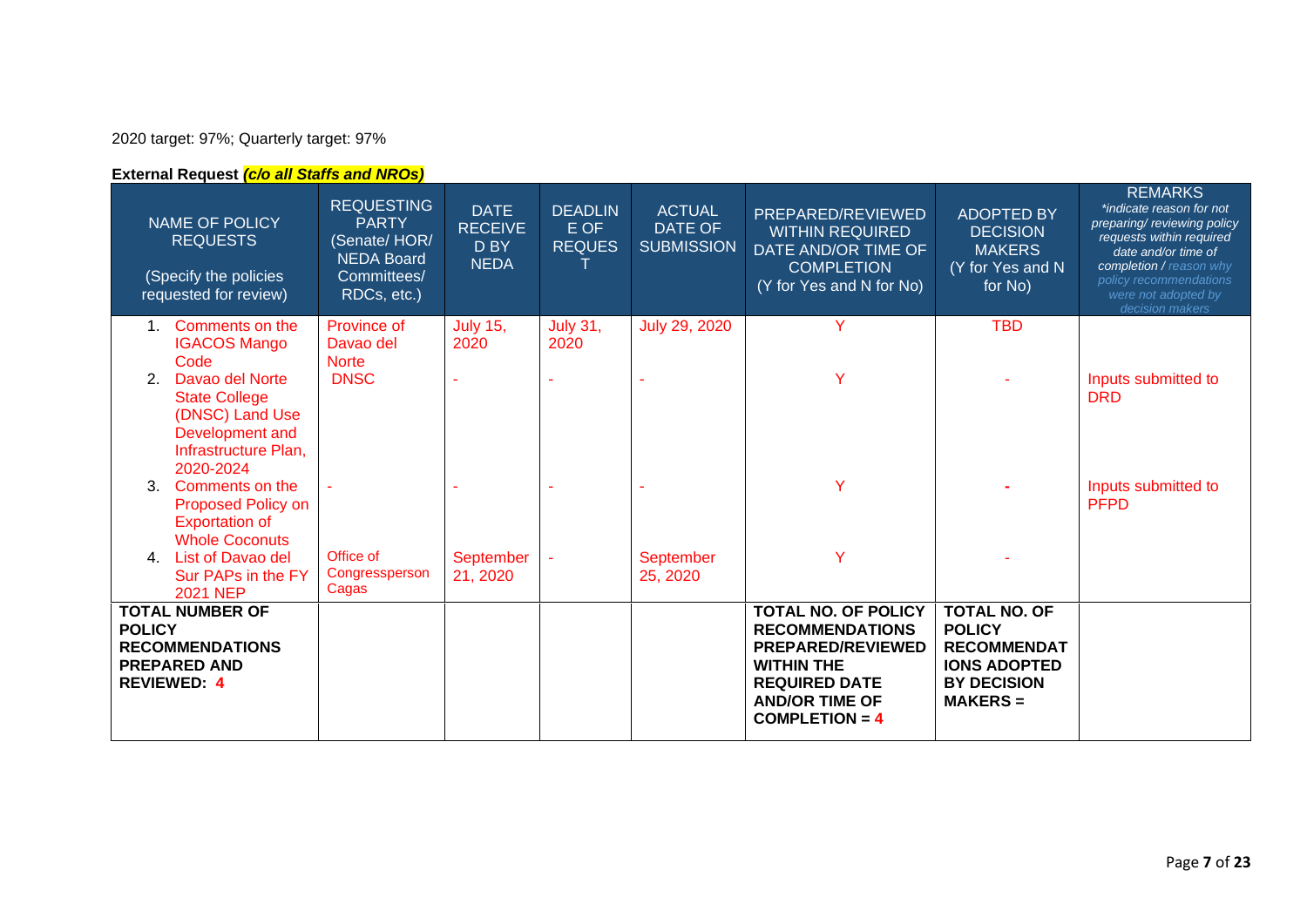2020 target: 97%; Quarterly target: 97%

**External Request** ***(c/o all Staffs and NROs)***

| NAME OF POLICY REQUESTS (Specify the policies requested for review) | REQUESTING PARTY (Senate/ HOR/ NEDA Board Committees/ RDCs, etc.) | DATE RECEIVED BY NEDA | DEADLINE OF REQUEST | ACTUAL DATE OF SUBMISSION | PREPARED/REVIEWED WITHIN REQUIRED DATE AND/OR TIME OF COMPLETION (Y for Yes and N for No) | ADOPTED BY DECISION MAKERS (Y for Yes and N for No) | REMARKS *indicate reason for not preparing/ reviewing policy requests within required date and/or time of completion / reason why policy recommendations were not adopted by decision makers |
|---|---|---|---|---|---|---|---|
| 1. Comments on the IGACOS Mango Code | Province of Davao del Norte | July 15, 2020 | July 31, 2020 | July 29, 2020 | Y | TBD | |
| 2. Davao del Norte State College (DNSC) Land Use Development and Infrastructure Plan, 2020-2024 | DNSC | - | - | - | Y | - | Inputs submitted to DRD |
| 3. Comments on the Proposed Policy on Exportation of Whole Coconuts | - | - | - | - | Y | - | Inputs submitted to PFPD |
| 4. List of Davao del Sur PAPs in the FY 2021 NEP | Office of Congressperson Cagas | September 21, 2020 | - | September 25, 2020 | Y | - | |
| **TOTAL NUMBER OF POLICY RECOMMENDATIONS PREPARED AND REVIEWED: 4** | | | | | **TOTAL NO. OF POLICY RECOMMENDATIONS PREPARED/REVIEWED WITHIN THE REQUIRED DATE AND/OR TIME OF COMPLETION = 4** | **TOTAL NO. OF POLICY RECOMMENDATIONS ADOPTED BY DECISION MAKERS =** | |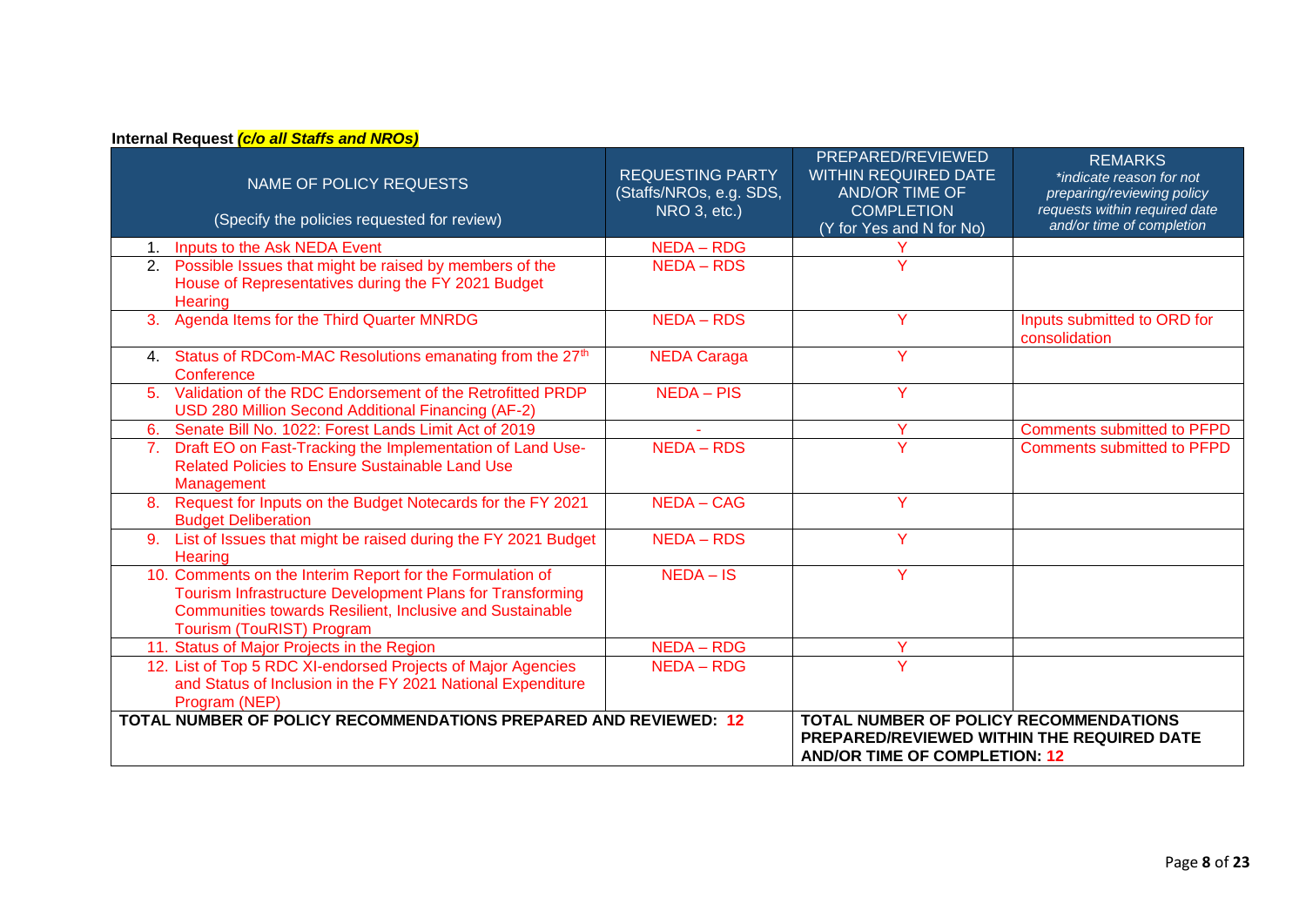**Internal Request** ***(c/o all Staffs and NROs)***

| NAME OF POLICY REQUESTS<br><br>(Specify the policies requested for review) | REQUESTING PARTY (Staffs/NROs, e.g. SDS, NRO 3, etc.) | PREPARED/REVIEWED WITHIN REQUIRED DATE AND/OR TIME OF COMPLETION (Y for Yes and N for No) | REMARKS<br>*\*indicate reason for not preparing/reviewing policy requests within required date and/or time of completion* |
|---|---|---|---|
| 1. Inputs to the Ask NEDA Event | NEDA – RDG | Y | |
| 2. Possible Issues that might be raised by members of the House of Representatives during the FY 2021 Budget Hearing | NEDA – RDS | Y | |
| 3. Agenda Items for the Third Quarter MNRDG | NEDA – RDS | Y | Inputs submitted to ORD for consolidation |
| 4. Status of RDCom-MAC Resolutions emanating from the 27th Conference | NEDA Caraga | Y | |
| 5. Validation of the RDC Endorsement of the Retrofitted PRDP USD 280 Million Second Additional Financing (AF-2) | NEDA – PIS | Y | |
| 6. Senate Bill No. 1022: Forest Lands Limit Act of 2019 | - | Y | Comments submitted to PFPD |
| 7. Draft EO on Fast-Tracking the Implementation of Land Use-Related Policies to Ensure Sustainable Land Use Management | NEDA – RDS | Y | Comments submitted to PFPD |
| 8. Request for Inputs on the Budget Notecards for the FY 2021 Budget Deliberation | NEDA – CAG | Y | |
| 9. List of Issues that might be raised during the FY 2021 Budget Hearing | NEDA – RDS | Y | |
| 10. Comments on the Interim Report for the Formulation of Tourism Infrastructure Development Plans for Transforming Communities towards Resilient, Inclusive and Sustainable Tourism (TouRIST) Program | NEDA – IS | Y | |
| 11. Status of Major Projects in the Region | NEDA – RDG | Y | |
| 12. List of Top 5 RDC XI-endorsed Projects of Major Agencies and Status of Inclusion in the FY 2021 National Expenditure Program (NEP) | NEDA – RDG | Y | |
| **TOTAL NUMBER OF POLICY RECOMMENDATIONS PREPARED AND REVIEWED: 12** | | **TOTAL NUMBER OF POLICY RECOMMENDATIONS PREPARED/REVIEWED WITHIN THE REQUIRED DATE AND/OR TIME OF COMPLETION: 12** | |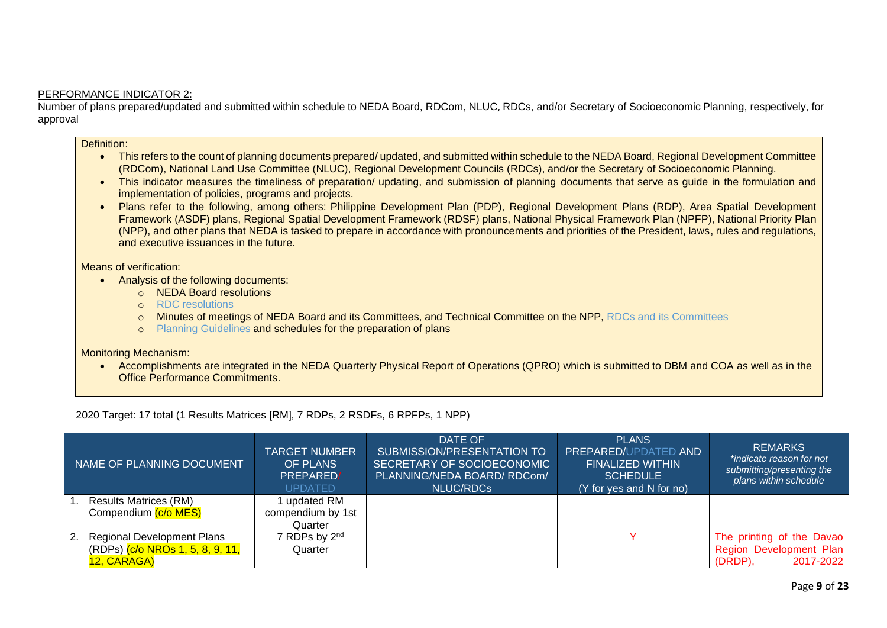PERFORMANCE INDICATOR 2:

Number of plans prepared/updated and submitted within schedule to NEDA Board, RDCom, NLUC, RDCs, and/or Secretary of Socioeconomic Planning, respectively, for approval

Definition:

- This refers to the count of planning documents prepared/ updated, and submitted within schedule to the NEDA Board, Regional Development Committee (RDCom), National Land Use Committee (NLUC), Regional Development Councils (RDCs), and/or the Secretary of Socioeconomic Planning.
- This indicator measures the timeliness of preparation/ updating, and submission of planning documents that serve as guide in the formulation and implementation of policies, programs and projects.
- Plans refer to the following, among others: Philippine Development Plan (PDP), Regional Development Plans (RDP), Area Spatial Development Framework (ASDF) plans, Regional Spatial Development Framework (RDSF) plans, National Physical Framework Plan (NPFP), National Priority Plan (NPP), and other plans that NEDA is tasked to prepare in accordance with pronouncements and priorities of the President, laws, rules and regulations, and executive issuances in the future.

Means of verification:

- Analysis of the following documents:
  - NEDA Board resolutions
  - RDC resolutions
  - Minutes of meetings of NEDA Board and its Committees, and Technical Committee on the NPP, RDCs and its Committees
  - Planning Guidelines and schedules for the preparation of plans

Monitoring Mechanism:

- Accomplishments are integrated in the NEDA Quarterly Physical Report of Operations (QPRO) which is submitted to DBM and COA as well as in the Office Performance Commitments.

2020 Target: 17 total (1 Results Matrices [RM], 7 RDPs, 2 RSDFs, 6 RPFPs, 1 NPP)

| NAME OF PLANNING DOCUMENT | TARGET NUMBER OF PLANS PREPARED/ UPDATED | DATE OF SUBMISSION/PRESENTATION TO SECRETARY OF SOCIOECONOMIC PLANNING/NEDA BOARD/ RDCom/ NLUC/RDCs | PLANS PREPARED/UPDATED AND FINALIZED WITHIN SCHEDULE (Y for yes and N for no) | REMARKS *indicate reason for not submitting/presenting the plans within schedule* |
|---|---|---|---|---|
| 1. Results Matrices (RM) Compendium (c/o MES) | 1 updated RM compendium by 1st Quarter | | | |
| 2. Regional Development Plans (RDPs) (c/o NROs 1, 5, 8, 9, 11, 12, CARAGA) | 7 RDPs by 2nd Quarter | | Y | The printing of the Davao Region Development Plan (DRDP), 2017-2022 |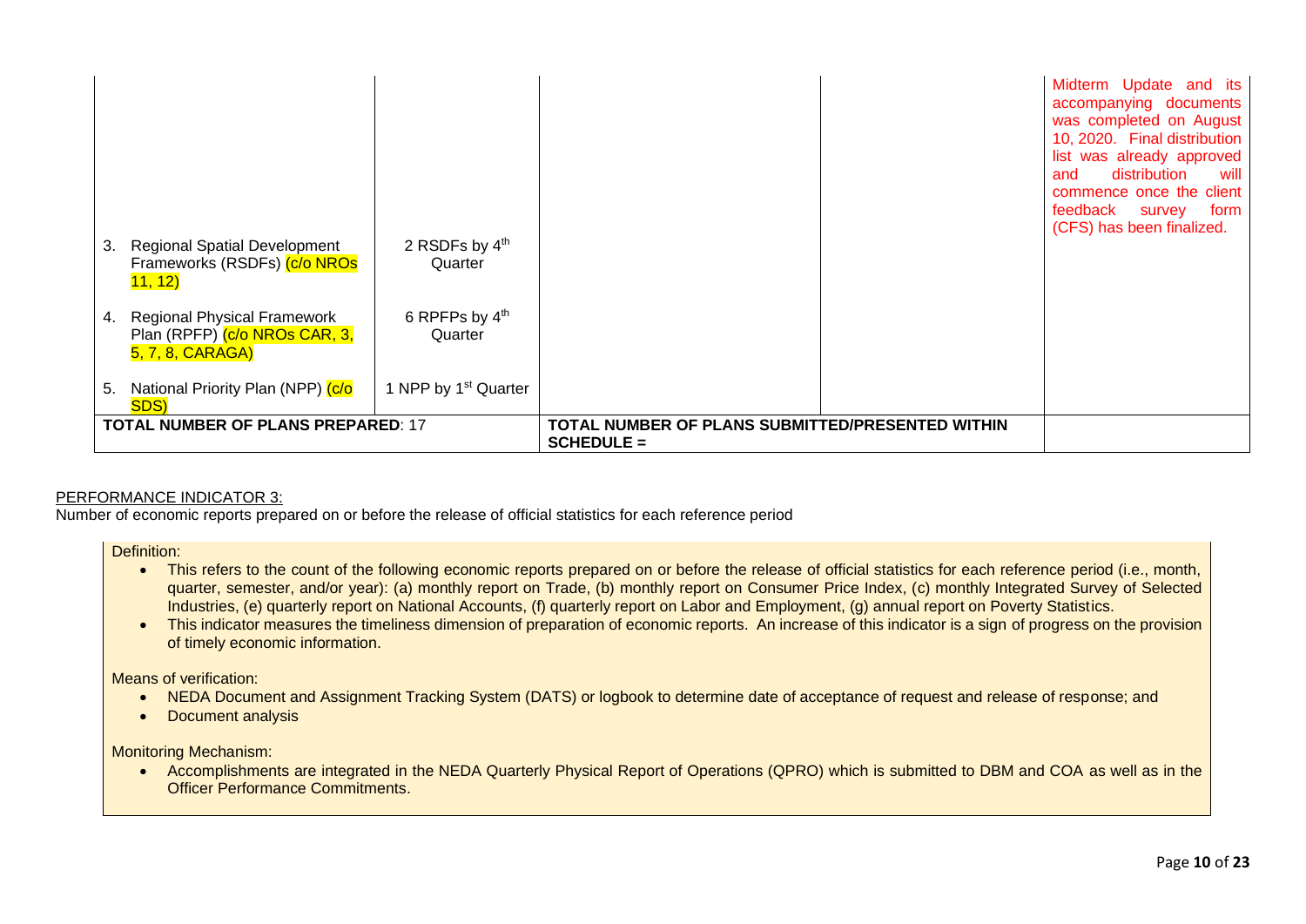| | | | | |
|---|---|---|---|---|
| 3. Regional Spatial Development Frameworks (RSDFs) (c/o NROs 11, 12)<br><br>4. Regional Physical Framework Plan (RPFP) (c/o NROs CAR, 3, 5, 7, 8, CARAGA)<br><br>5. National Priority Plan (NPP) (c/o SDS) | 2 RSDFs by 4th Quarter<br><br>6 RPFPs by 4th Quarter<br><br>1 NPP by 1st Quarter | | | Midterm Update and its accompanying documents was completed on August 10, 2020. Final distribution list was already approved and distribution will commence once the client feedback survey form (CFS) has been finalized. |
| **TOTAL NUMBER OF PLANS PREPARED**: 17 | | **TOTAL NUMBER OF PLANS SUBMITTED/PRESENTED WITHIN SCHEDULE =** | | |

PERFORMANCE INDICATOR 3:

Number of economic reports prepared on or before the release of official statistics for each reference period

Definition:

- This refers to the count of the following economic reports prepared on or before the release of official statistics for each reference period (i.e., month, quarter, semester, and/or year): (a) monthly report on Trade, (b) monthly report on Consumer Price Index, (c) monthly Integrated Survey of Selected Industries, (e) quarterly report on National Accounts, (f) quarterly report on Labor and Employment, (g) annual report on Poverty Statistics.
- This indicator measures the timeliness dimension of preparation of economic reports. An increase of this indicator is a sign of progress on the provision of timely economic information.

Means of verification:

- NEDA Document and Assignment Tracking System (DATS) or logbook to determine date of acceptance of request and release of response; and
- Document analysis

Monitoring Mechanism:

- Accomplishments are integrated in the NEDA Quarterly Physical Report of Operations (QPRO) which is submitted to DBM and COA as well as in the Officer Performance Commitments.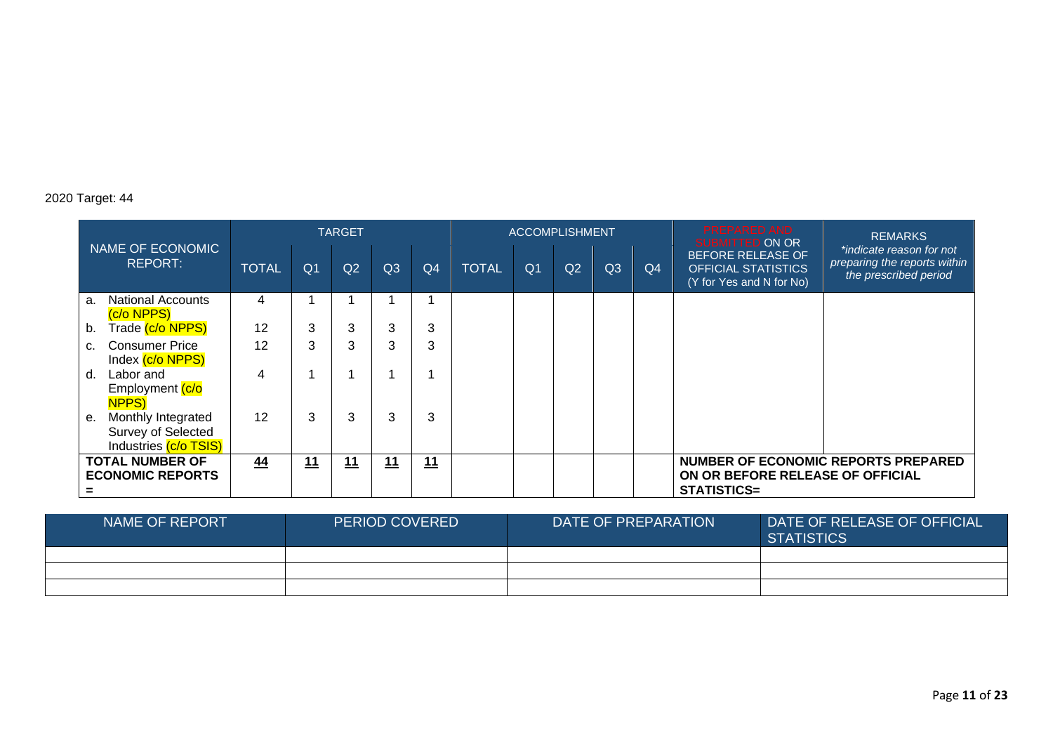2020 Target: 44

| NAME OF ECONOMIC REPORT: | TARGET | | | | | ACCOMPLISHMENT | | | | | PREPARED AND SUBMITTED ON OR BEFORE RELEASE OF OFFICIAL STATISTICS (Y for Yes and N for No) | REMARKS *indicate reason for not preparing the reports within the prescribed period* |
|---|---|---|---|---|---|---|---|---|---|---|---|---|
| | TOTAL | Q1 | Q2 | Q3 | Q4 | TOTAL | Q1 | Q2 | Q3 | Q4 | | |
| a. National Accounts (c/o NPPS) | 4 | 1 | 1 | 1 | 1 | | | | | | | |
| b. Trade (c/o NPPS) | 12 | 3 | 3 | 3 | 3 | | | | | | | |
| c. Consumer Price Index (c/o NPPS) | 12 | 3 | 3 | 3 | 3 | | | | | | | |
| d. Labor and Employment (c/o NPPS) | 4 | 1 | 1 | 1 | 1 | | | | | | | |
| e. Monthly Integrated Survey of Selected Industries (c/o TSIS) | 12 | 3 | 3 | 3 | 3 | | | | | | | |
| **TOTAL NUMBER OF ECONOMIC REPORTS =** | **44** | **11** | **11** | **11** | **11** | | | | | | **NUMBER OF ECONOMIC REPORTS PREPARED ON OR BEFORE RELEASE OF OFFICIAL STATISTICS=** | |

| NAME OF REPORT | PERIOD COVERED | DATE OF PREPARATION | DATE OF RELEASE OF OFFICIAL STATISTICS |
|---|---|---|---|
| | | | |
| | | | |
| | | | |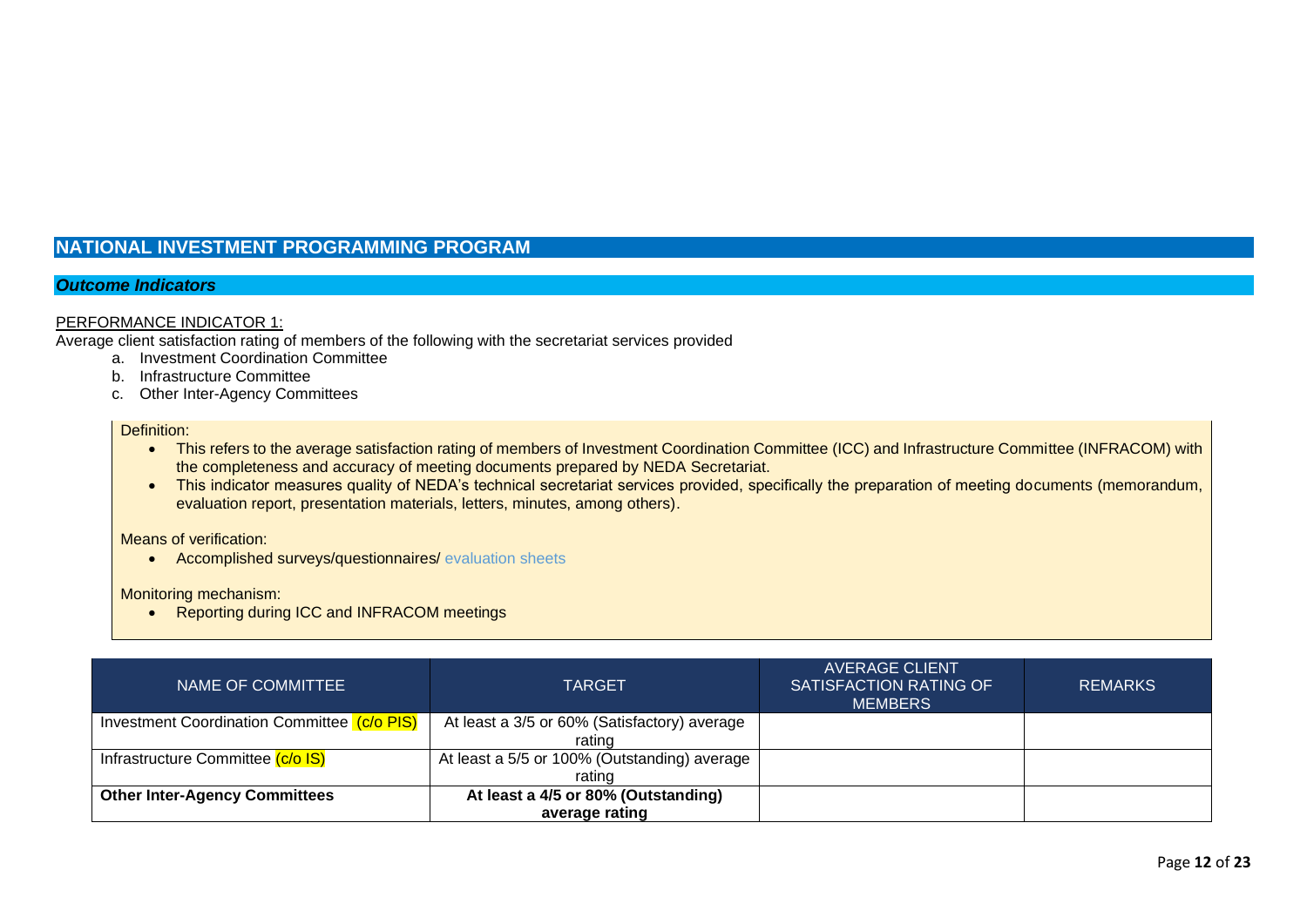## NATIONAL INVESTMENT PROGRAMMING PROGRAM

### *Outcome Indicators*

PERFORMANCE INDICATOR 1:

Average client satisfaction rating of members of the following with the secretariat services provided

a. Investment Coordination Committee
b. Infrastructure Committee
c. Other Inter-Agency Committees

Definition:

- This refers to the average satisfaction rating of members of Investment Coordination Committee (ICC) and Infrastructure Committee (INFRACOM) with the completeness and accuracy of meeting documents prepared by NEDA Secretariat.
- This indicator measures quality of NEDA's technical secretariat services provided, specifically the preparation of meeting documents (memorandum, evaluation report, presentation materials, letters, minutes, among others).

Means of verification:

- Accomplished surveys/questionnaires/ evaluation sheets

Monitoring mechanism:

- Reporting during ICC and INFRACOM meetings

| NAME OF COMMITTEE | TARGET | AVERAGE CLIENT SATISFACTION RATING OF MEMBERS | REMARKS |
|---|---|---|---|
| Investment Coordination Committee (c/o PIS) | At least a 3/5 or 60% (Satisfactory) average rating | | |
| Infrastructure Committee (c/o IS) | At least a 5/5 or 100% (Outstanding) average rating | | |
| **Other Inter-Agency Committees** | **At least a 4/5 or 80% (Outstanding) average rating** | | |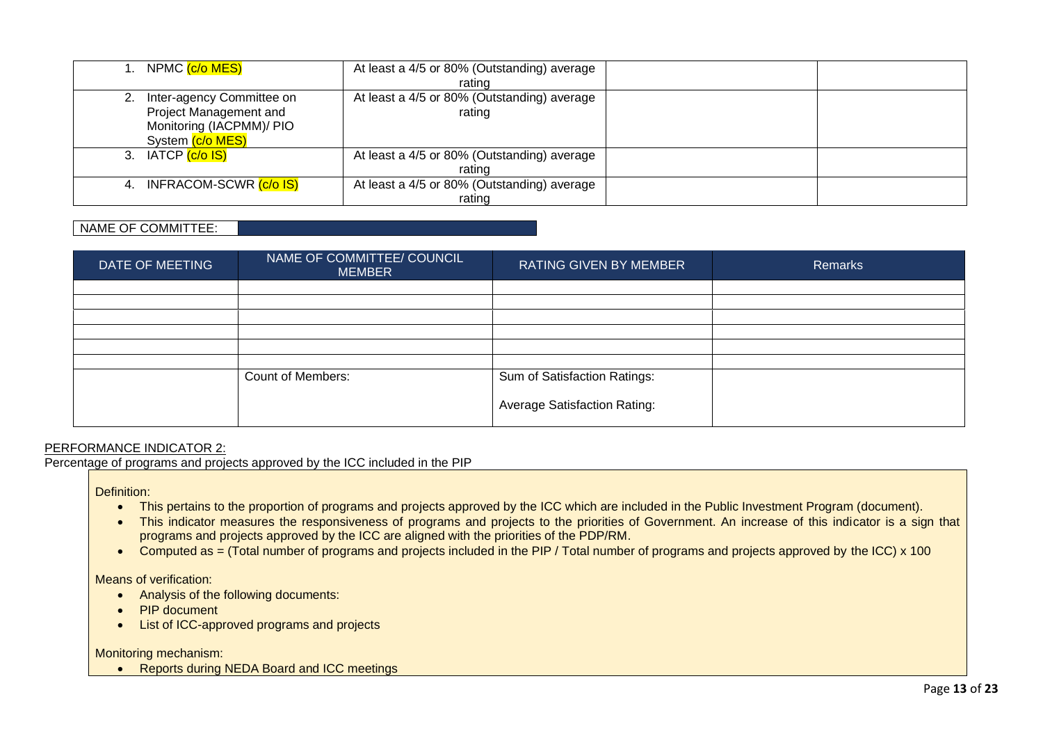| | | | |
|---|---|---|---|
| 1. NPMC (c/o MES) | At least a 4/5 or 80% (Outstanding) average rating | | |
| 2. Inter-agency Committee on Project Management and Monitoring (IACPMM)/ PIO System (c/o MES) | At least a 4/5 or 80% (Outstanding) average rating | | |
| 3. IATCP (c/o IS) | At least a 4/5 or 80% (Outstanding) average rating | | |
| 4. INFRACOM-SCWR (c/o IS) | At least a 4/5 or 80% (Outstanding) average rating | | |

| NAME OF COMMITTEE: | |
|---|---|

| DATE OF MEETING | NAME OF COMMITTEE/ COUNCIL MEMBER | RATING GIVEN BY MEMBER | Remarks |
|---|---|---|---|
| | | | |
| | | | |
| | | | |
| | | | |
| | | | |
| | | | |
| | Count of Members: | Sum of Satisfaction Ratings:<br><br>Average Satisfaction Rating: | |

PERFORMANCE INDICATOR 2:

Percentage of programs and projects approved by the ICC included in the PIP

Definition:

- This pertains to the proportion of programs and projects approved by the ICC which are included in the Public Investment Program (document).
- This indicator measures the responsiveness of programs and projects to the priorities of Government. An increase of this indicator is a sign that programs and projects approved by the ICC are aligned with the priorities of the PDP/RM.
- Computed as = (Total number of programs and projects included in the PIP / Total number of programs and projects approved by the ICC) x 100

Means of verification:

- Analysis of the following documents:
- PIP document
- List of ICC-approved programs and projects

Monitoring mechanism:

- Reports during NEDA Board and ICC meetings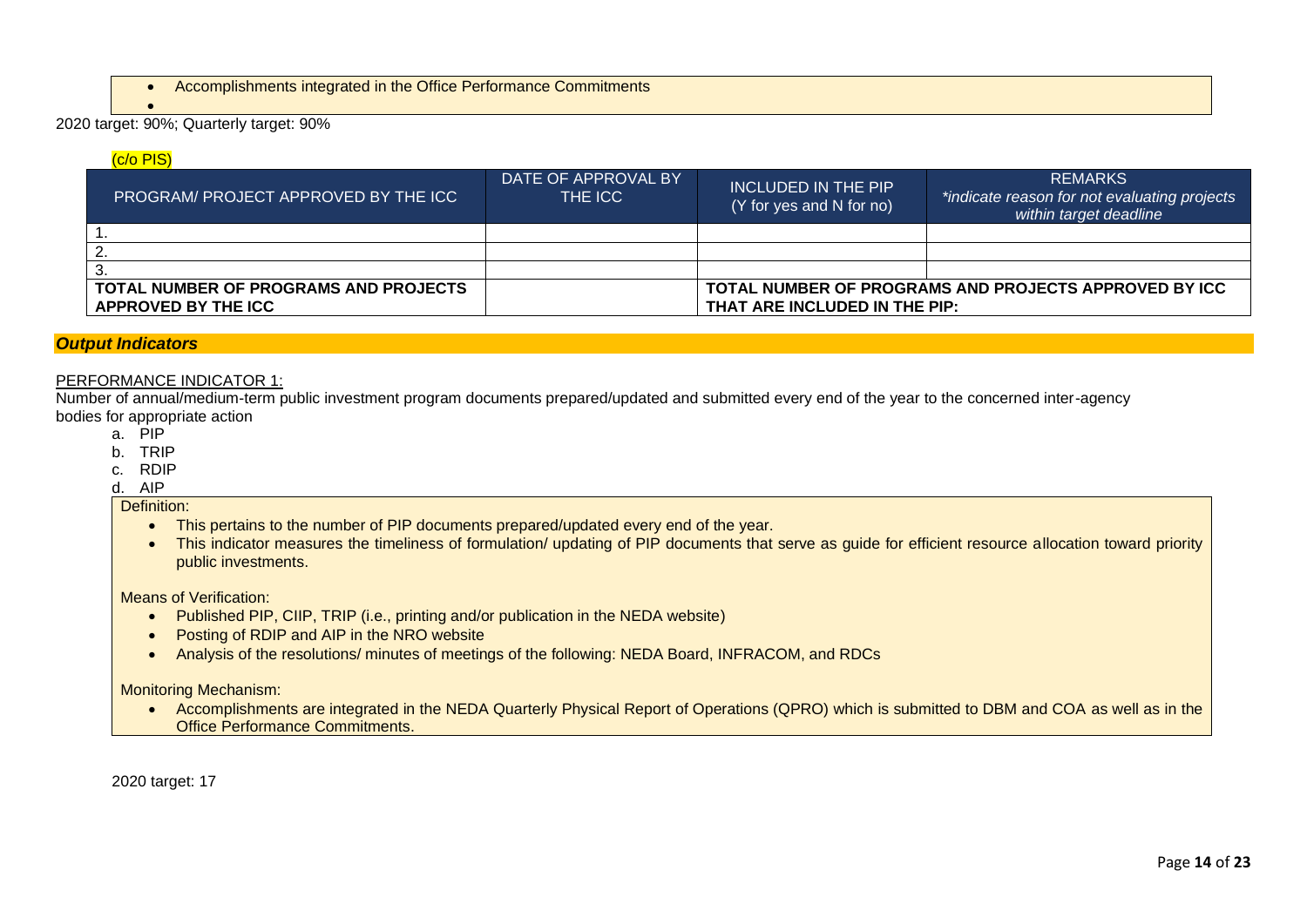- Accomplishments integrated in the Office Performance Commitments
- 

2020 target: 90%; Quarterly target: 90%

(c/o PIS)

| PROGRAM/ PROJECT APPROVED BY THE ICC | DATE OF APPROVAL BY THE ICC | INCLUDED IN THE PIP (Y for yes and N for no) | REMARKS *\*indicate reason for not evaluating projects within target deadline* |
|---|---|---|---|
| 1. | | | |
| 2. | | | |
| 3. | | | |
| **TOTAL NUMBER OF PROGRAMS AND PROJECTS APPROVED BY THE ICC** | | **TOTAL NUMBER OF PROGRAMS AND PROJECTS APPROVED BY ICC THAT ARE INCLUDED IN THE PIP:** | |

## *Output Indicators*

PERFORMANCE INDICATOR 1:

Number of annual/medium-term public investment program documents prepared/updated and submitted every end of the year to the concerned inter-agency bodies for appropriate action

a. PIP
b. TRIP
c. RDIP
d. AIP

Definition:

- This pertains to the number of PIP documents prepared/updated every end of the year.
- This indicator measures the timeliness of formulation/ updating of PIP documents that serve as guide for efficient resource allocation toward priority public investments.

Means of Verification:

- Published PIP, CIIP, TRIP (i.e., printing and/or publication in the NEDA website)
- Posting of RDIP and AIP in the NRO website
- Analysis of the resolutions/ minutes of meetings of the following: NEDA Board, INFRACOM, and RDCs

Monitoring Mechanism:

- Accomplishments are integrated in the NEDA Quarterly Physical Report of Operations (QPRO) which is submitted to DBM and COA as well as in the Office Performance Commitments.

2020 target: 17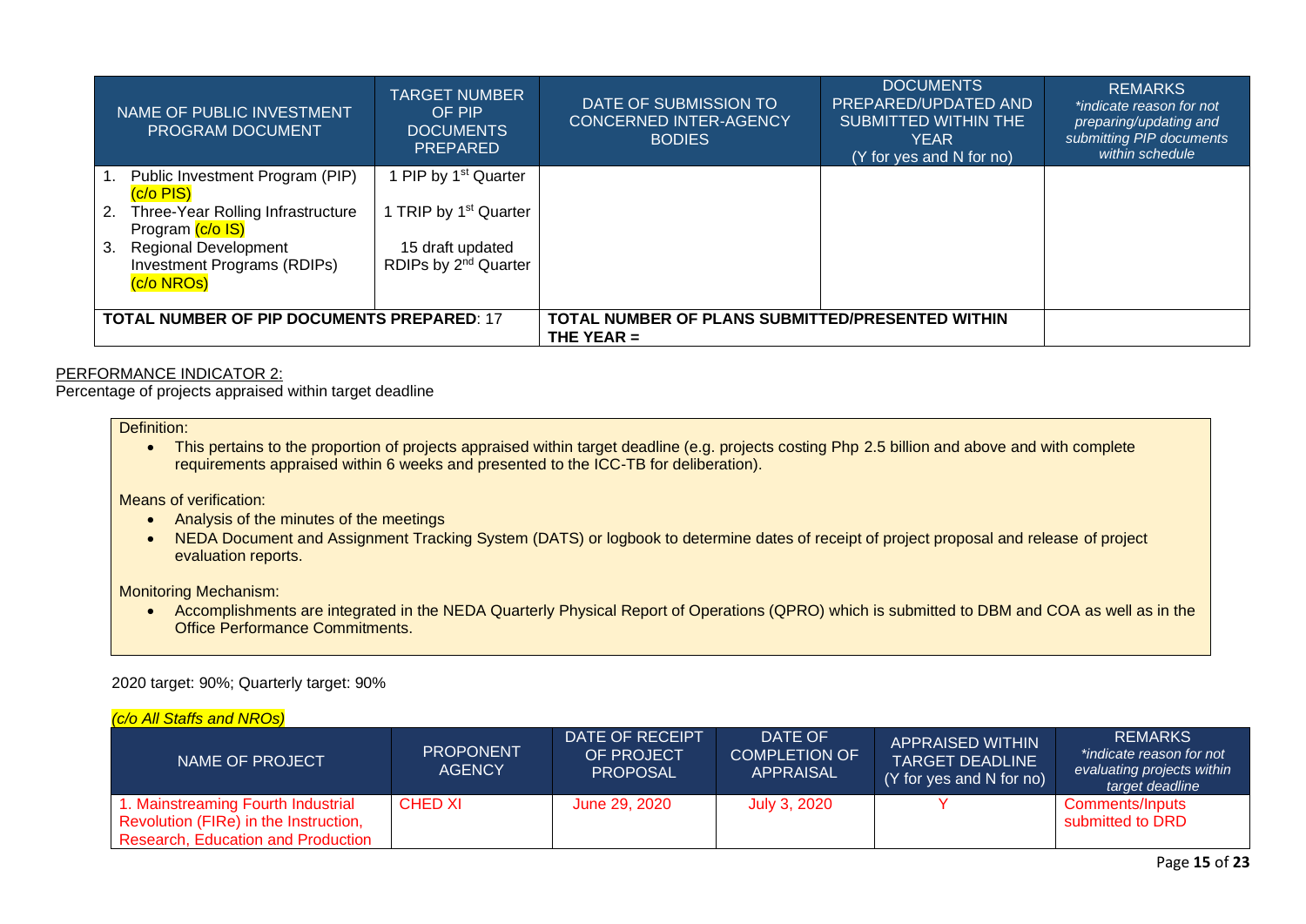| NAME OF PUBLIC INVESTMENT PROGRAM DOCUMENT | TARGET NUMBER OF PIP DOCUMENTS PREPARED | DATE OF SUBMISSION TO CONCERNED INTER-AGENCY BODIES | DOCUMENTS PREPARED/UPDATED AND SUBMITTED WITHIN THE YEAR (Y for yes and N for no) | REMARKS *indicate reason for not preparing/updating and submitting PIP documents within schedule* |
|---|---|---|---|---|
| 1. Public Investment Program (PIP) (c/o PIS)<br>2. Three-Year Rolling Infrastructure Program (c/o IS)<br>3. Regional Development Investment Programs (RDIPs) (c/o NROs) | 1 PIP by 1st Quarter<br>1 TRIP by 1st Quarter<br>15 draft updated RDIPs by 2nd Quarter | | | |
| **TOTAL NUMBER OF PIP DOCUMENTS PREPARED**: 17 | | **TOTAL NUMBER OF PLANS SUBMITTED/PRESENTED WITHIN THE YEAR =** | | |

PERFORMANCE INDICATOR 2:

Percentage of projects appraised within target deadline

Definition:

- This pertains to the proportion of projects appraised within target deadline (e.g. projects costing Php 2.5 billion and above and with complete requirements appraised within 6 weeks and presented to the ICC-TB for deliberation).

Means of verification:

- Analysis of the minutes of the meetings
- NEDA Document and Assignment Tracking System (DATS) or logbook to determine dates of receipt of project proposal and release of project evaluation reports.

Monitoring Mechanism:

- Accomplishments are integrated in the NEDA Quarterly Physical Report of Operations (QPRO) which is submitted to DBM and COA as well as in the Office Performance Commitments.

2020 target: 90%; Quarterly target: 90%

*(c/o All Staffs and NROs)*

| NAME OF PROJECT | PROPONENT AGENCY | DATE OF RECEIPT OF PROJECT PROPOSAL | DATE OF COMPLETION OF APPRAISAL | APPRAISED WITHIN TARGET DEADLINE (Y for yes and N for no) | REMARKS *indicate reason for not evaluating projects within target deadline* |
|---|---|---|---|---|---|
| 1. Mainstreaming Fourth Industrial Revolution (FIRe) in the Instruction, Research, Education and Production | CHED XI | June 29, 2020 | July 3, 2020 | Y | Comments/Inputs submitted to DRD |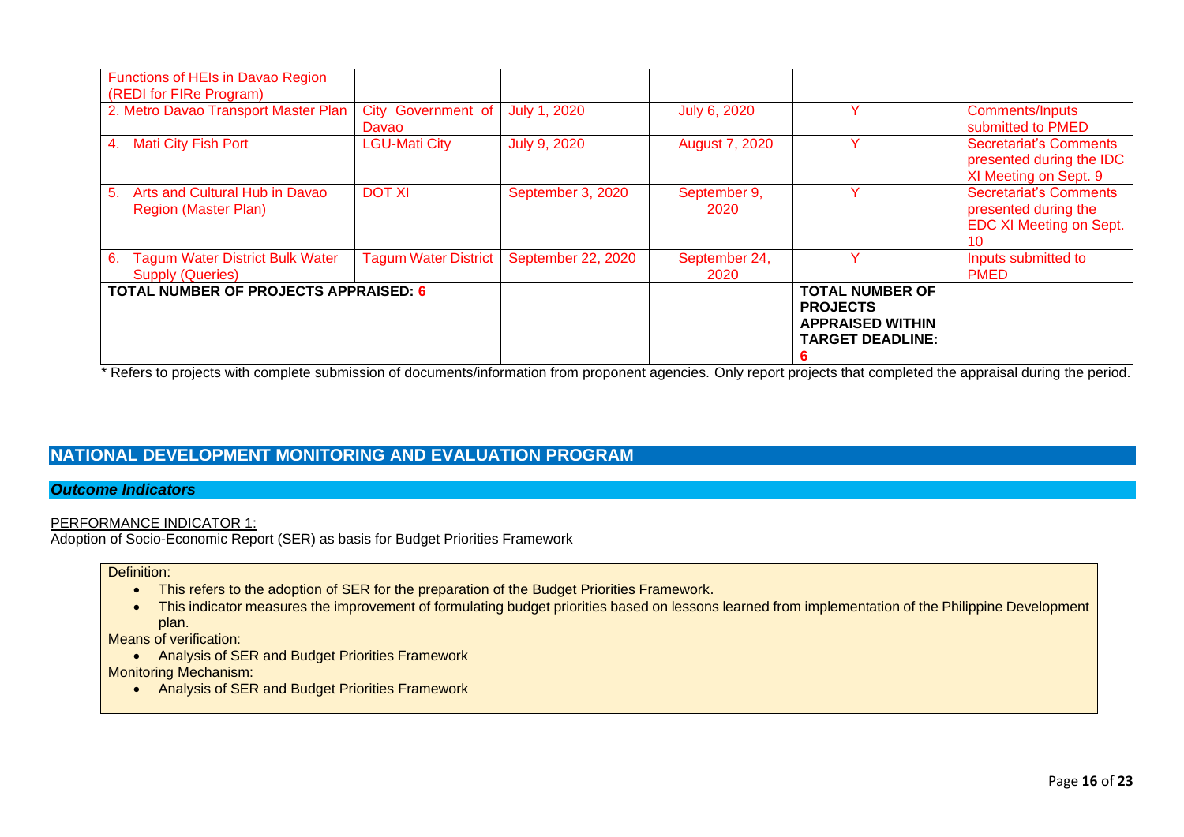| | | | | | |
|---|---|---|---|---|---|
| Functions of HEIs in Davao Region (REDI for FIRe Program) | | | | | |
| 2. Metro Davao Transport Master Plan | City Government of Davao | July 1, 2020 | July 6, 2020 | Y | Comments/Inputs submitted to PMED |
| 4. Mati City Fish Port | LGU-Mati City | July 9, 2020 | August 7, 2020 | Y | Secretariat's Comments presented during the IDC XI Meeting on Sept. 9 |
| 5. Arts and Cultural Hub in Davao Region (Master Plan) | DOT XI | September 3, 2020 | September 9, 2020 | Y | Secretariat's Comments presented during the EDC XI Meeting on Sept. 10 |
| 6. Tagum Water District Bulk Water Supply (Queries) | Tagum Water District | September 22, 2020 | September 24, 2020 | Y | Inputs submitted to PMED |
| **TOTAL NUMBER OF PROJECTS APPRAISED: 6** | | | | **TOTAL NUMBER OF PROJECTS APPRAISED WITHIN TARGET DEADLINE: 6** | |

* Refers to projects with complete submission of documents/information from proponent agencies. Only report projects that completed the appraisal during the period.

## NATIONAL DEVELOPMENT MONITORING AND EVALUATION PROGRAM

### *Outcome Indicators*

PERFORMANCE INDICATOR 1:
Adoption of Socio-Economic Report (SER) as basis for Budget Priorities Framework

Definition:

- This refers to the adoption of SER for the preparation of the Budget Priorities Framework.
- This indicator measures the improvement of formulating budget priorities based on lessons learned from implementation of the Philippine Development plan.

Means of verification:

- Analysis of SER and Budget Priorities Framework

Monitoring Mechanism:

- Analysis of SER and Budget Priorities Framework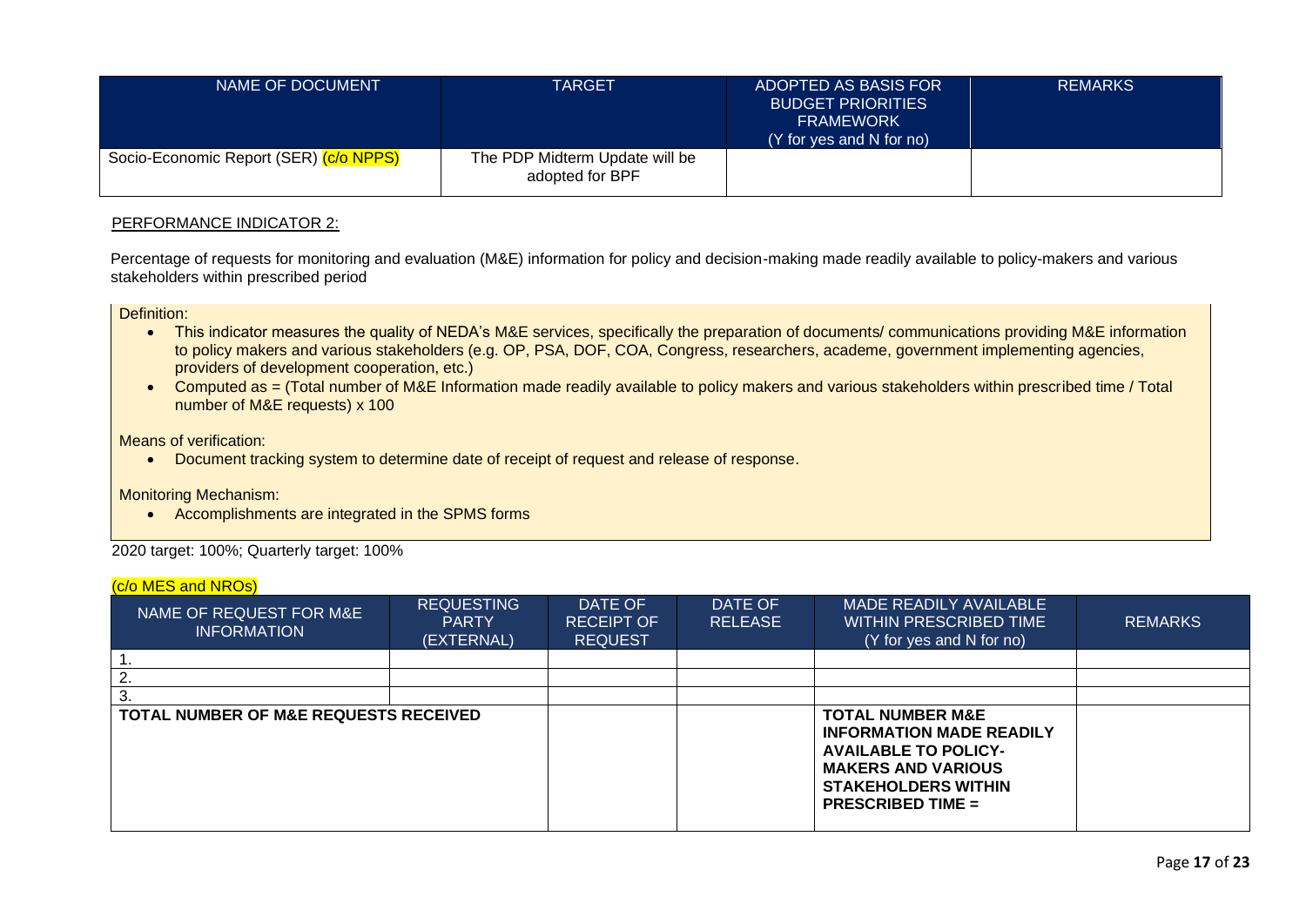| NAME OF DOCUMENT | TARGET | ADOPTED AS BASIS FOR BUDGET PRIORITIES FRAMEWORK (Y for yes and N for no) | REMARKS |
|---|---|---|---|
| Socio-Economic Report (SER) (c/o NPPS) | The PDP Midterm Update will be adopted for BPF | | |

PERFORMANCE INDICATOR 2:

Percentage of requests for monitoring and evaluation (M&E) information for policy and decision-making made readily available to policy-makers and various stakeholders within prescribed period

Definition:

- This indicator measures the quality of NEDA's M&E services, specifically the preparation of documents/ communications providing M&E information to policy makers and various stakeholders (e.g. OP, PSA, DOF, COA, Congress, researchers, academe, government implementing agencies, providers of development cooperation, etc.)
- Computed as = (Total number of M&E Information made readily available to policy makers and various stakeholders within prescribed time / Total number of M&E requests) x 100

Means of verification:

- Document tracking system to determine date of receipt of request and release of response.

Monitoring Mechanism:

- Accomplishments are integrated in the SPMS forms

2020 target: 100%; Quarterly target: 100%

(c/o MES and NROs)

| NAME OF REQUEST FOR M&E INFORMATION | REQUESTING PARTY (EXTERNAL) | DATE OF RECEIPT OF REQUEST | DATE OF RELEASE | MADE READILY AVAILABLE WITHIN PRESCRIBED TIME (Y for yes and N for no) | REMARKS |
|---|---|---|---|---|---|
| 1. | | | | | |
| 2. | | | | | |
| 3. | | | | | |
| **TOTAL NUMBER OF M&E REQUESTS RECEIVED** | | | | **TOTAL NUMBER M&E INFORMATION MADE READILY AVAILABLE TO POLICY-MAKERS AND VARIOUS STAKEHOLDERS WITHIN PRESCRIBED TIME =** | |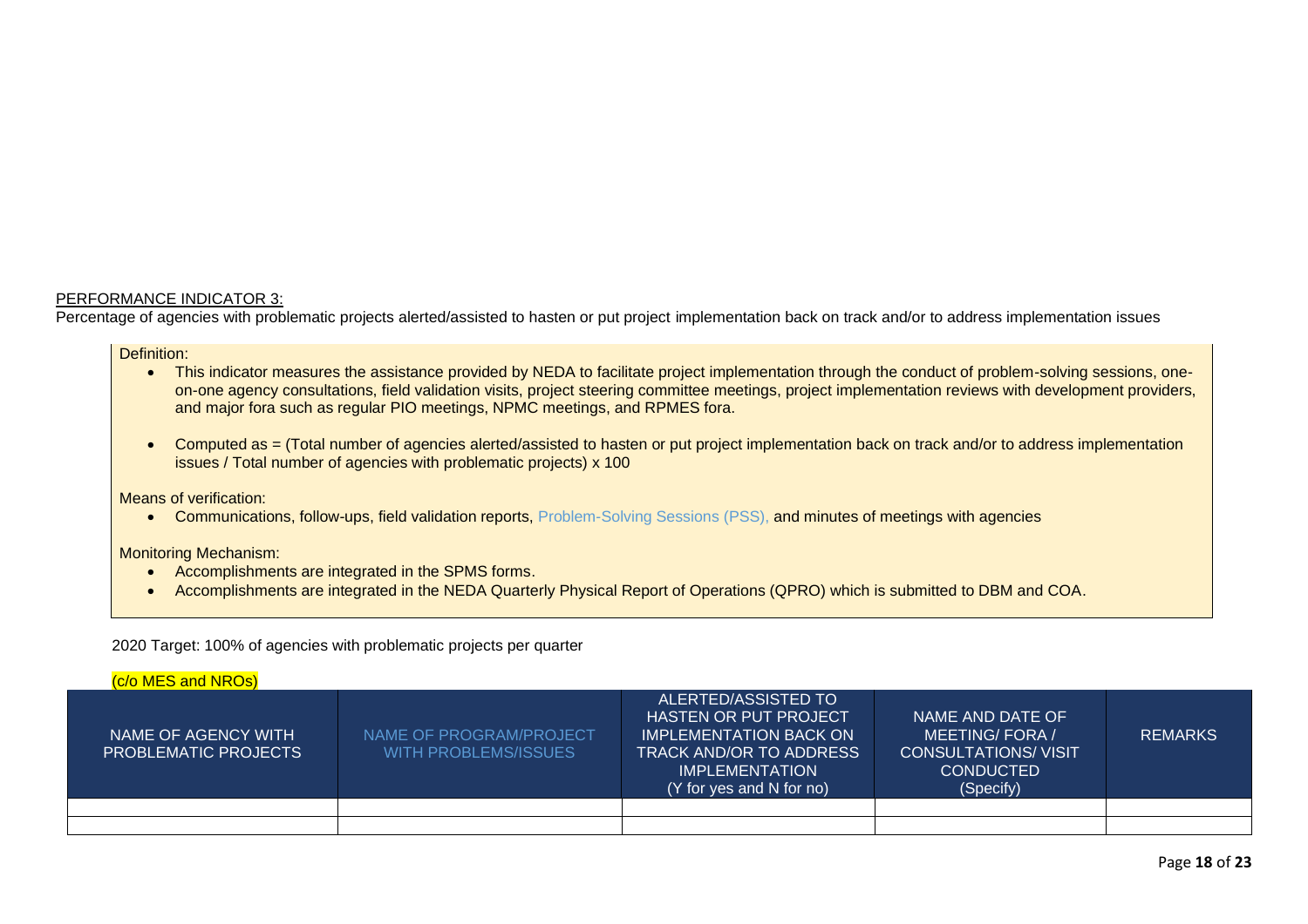PERFORMANCE INDICATOR 3:

Percentage of agencies with problematic projects alerted/assisted to hasten or put project implementation back on track and/or to address implementation issues

Definition:

- This indicator measures the assistance provided by NEDA to facilitate project implementation through the conduct of problem-solving sessions, one-on-one agency consultations, field validation visits, project steering committee meetings, project implementation reviews with development providers, and major fora such as regular PIO meetings, NPMC meetings, and RPMES fora.
- Computed as = (Total number of agencies alerted/assisted to hasten or put project implementation back on track and/or to address implementation issues / Total number of agencies with problematic projects) x 100

Means of verification:

- Communications, follow-ups, field validation reports, Problem-Solving Sessions (PSS), and minutes of meetings with agencies

Monitoring Mechanism:

- Accomplishments are integrated in the SPMS forms.
- Accomplishments are integrated in the NEDA Quarterly Physical Report of Operations (QPRO) which is submitted to DBM and COA.

2020 Target: 100% of agencies with problematic projects per quarter

(c/o MES and NROs)

| NAME OF AGENCY WITH PROBLEMATIC PROJECTS | NAME OF PROGRAM/PROJECT WITH PROBLEMS/ISSUES | ALERTED/ASSISTED TO HASTEN OR PUT PROJECT IMPLEMENTATION BACK ON TRACK AND/OR TO ADDRESS IMPLEMENTATION (Y for yes and N for no) | NAME AND DATE OF MEETING/ FORA / CONSULTATIONS/ VISIT CONDUCTED (Specify) | REMARKS |
|---|---|---|---|---|
| | | | | |
| | | | | |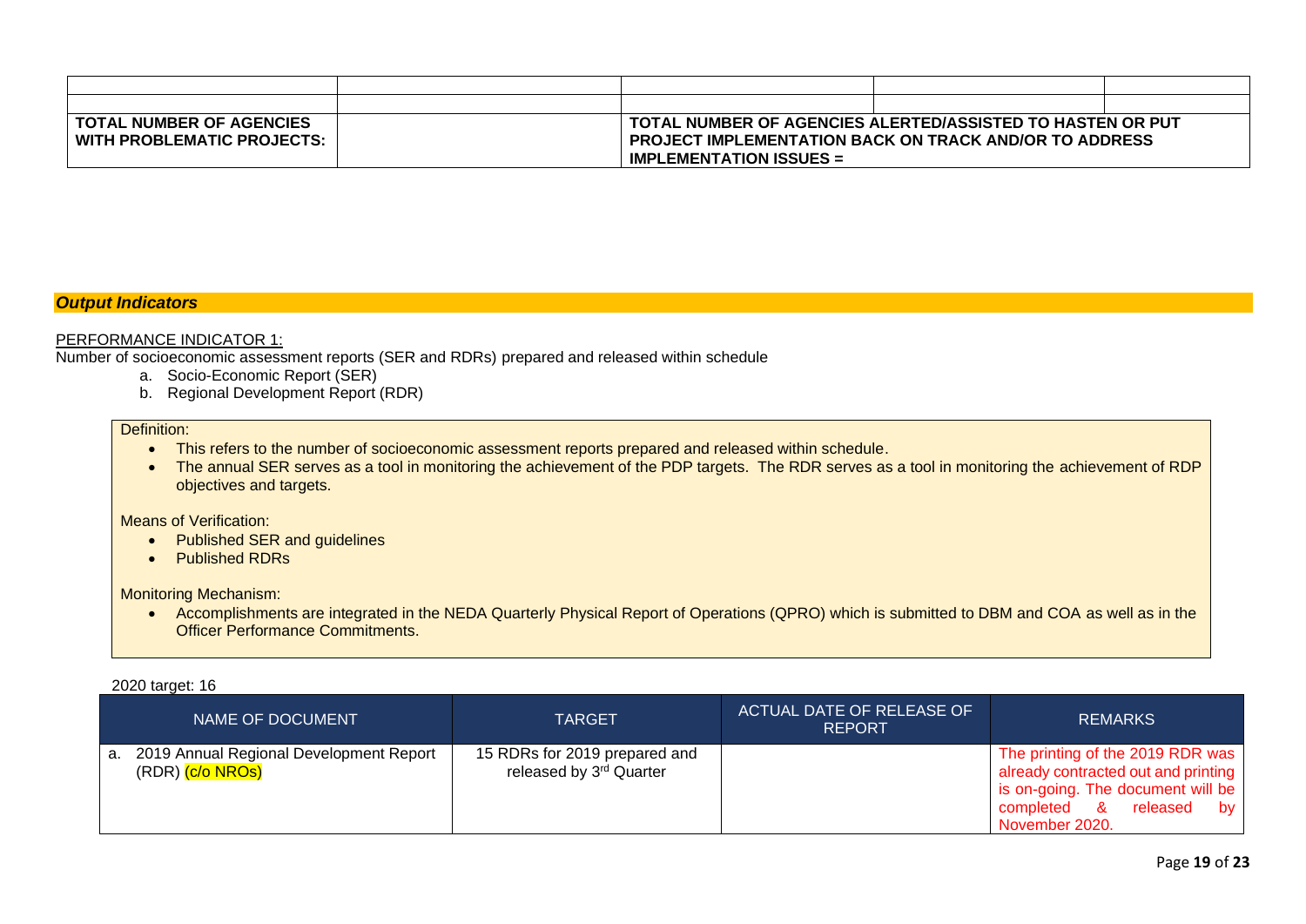| | | | | |
|---|---|---|---|---|
| | | | | |
| | | | | |
| TOTAL NUMBER OF AGENCIES WITH PROBLEMATIC PROJECTS: | | TOTAL NUMBER OF AGENCIES ALERTED/ASSISTED TO HASTEN OR PUT PROJECT IMPLEMENTATION BACK ON TRACK AND/OR TO ADDRESS IMPLEMENTATION ISSUES = | | |

***Output Indicators***

PERFORMANCE INDICATOR 1:
Number of socioeconomic assessment reports (SER and RDRs) prepared and released within schedule

a. Socio-Economic Report (SER)
b. Regional Development Report (RDR)

Definition:

- This refers to the number of socioeconomic assessment reports prepared and released within schedule.
- The annual SER serves as a tool in monitoring the achievement of the PDP targets. The RDR serves as a tool in monitoring the achievement of RDP objectives and targets.

Means of Verification:

- Published SER and guidelines
- Published RDRs

Monitoring Mechanism:

- Accomplishments are integrated in the NEDA Quarterly Physical Report of Operations (QPRO) which is submitted to DBM and COA as well as in the Officer Performance Commitments.

2020 target: 16

| NAME OF DOCUMENT | TARGET | ACTUAL DATE OF RELEASE OF REPORT | REMARKS |
|---|---|---|---|
| a. 2019 Annual Regional Development Report (RDR) (c/o NROs) | 15 RDRs for 2019 prepared and released by 3rd Quarter | | The printing of the 2019 RDR was already contracted out and printing is on-going. The document will be completed & released by November 2020. |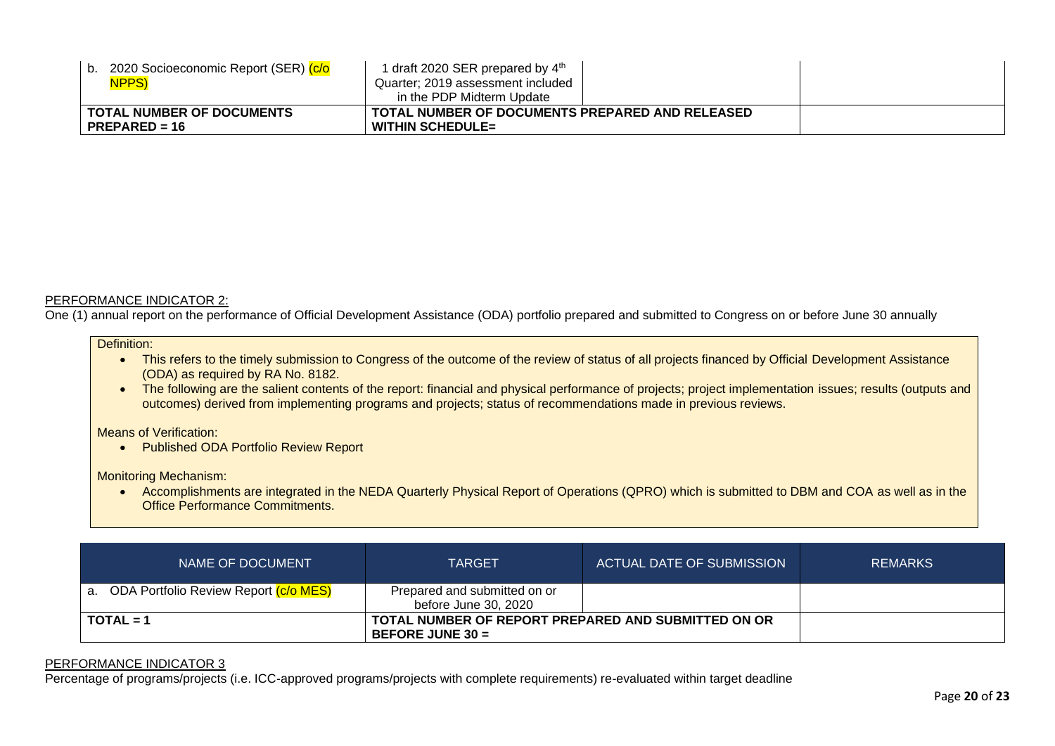| | | | |
|---|---|---|---|
| b. 2020 Socioeconomic Report (SER) (c/o NPPS) | 1 draft 2020 SER prepared by 4th Quarter; 2019 assessment included in the PDP Midterm Update | | |
| **TOTAL NUMBER OF DOCUMENTS PREPARED = 16** | **TOTAL NUMBER OF DOCUMENTS PREPARED AND RELEASED WITHIN SCHEDULE=** | | |

PERFORMANCE INDICATOR 2:

One (1) annual report on the performance of Official Development Assistance (ODA) portfolio prepared and submitted to Congress on or before June 30 annually

Definition:

- This refers to the timely submission to Congress of the outcome of the review of status of all projects financed by Official Development Assistance (ODA) as required by RA No. 8182.
- The following are the salient contents of the report: financial and physical performance of projects; project implementation issues; results (outputs and outcomes) derived from implementing programs and projects; status of recommendations made in previous reviews.

Means of Verification:

- Published ODA Portfolio Review Report

Monitoring Mechanism:

- Accomplishments are integrated in the NEDA Quarterly Physical Report of Operations (QPRO) which is submitted to DBM and COA as well as in the Office Performance Commitments.

| NAME OF DOCUMENT | TARGET | ACTUAL DATE OF SUBMISSION | REMARKS |
|---|---|---|---|
| a. ODA Portfolio Review Report (c/o MES) | Prepared and submitted on or before June 30, 2020 | | |
| **TOTAL = 1** | **TOTAL NUMBER OF REPORT PREPARED AND SUBMITTED ON OR BEFORE JUNE 30 =** | | |

PERFORMANCE INDICATOR 3

Percentage of programs/projects (i.e. ICC-approved programs/projects with complete requirements) re-evaluated within target deadline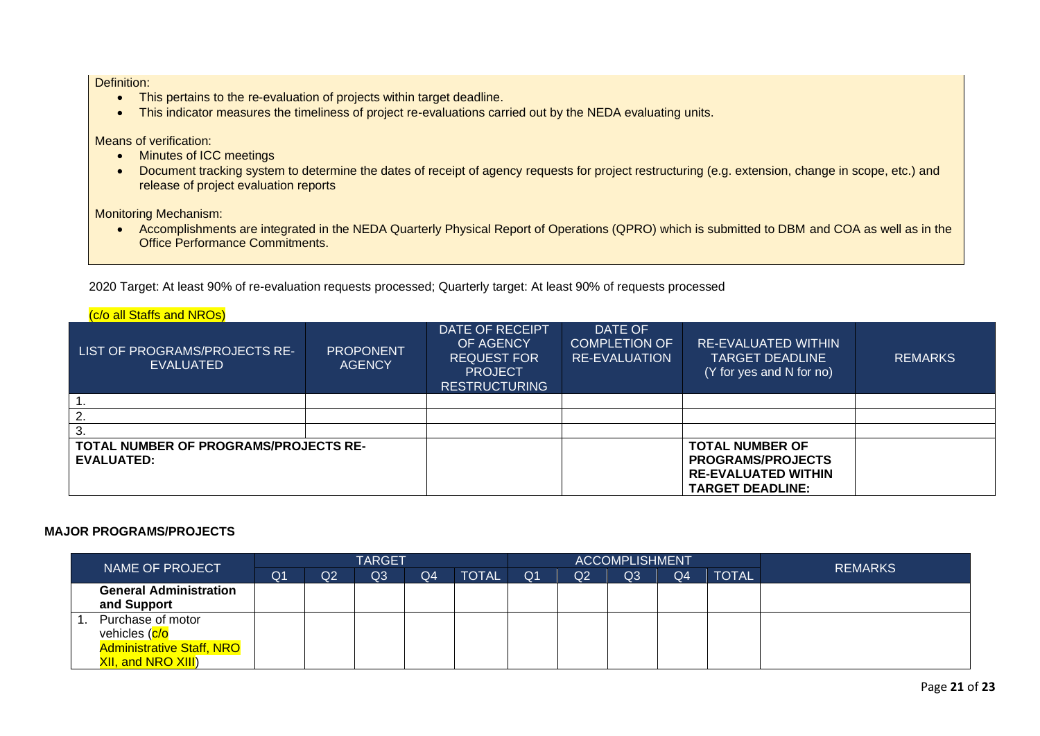Definition:

- This pertains to the re-evaluation of projects within target deadline.
- This indicator measures the timeliness of project re-evaluations carried out by the NEDA evaluating units.

Means of verification:

- Minutes of ICC meetings
- Document tracking system to determine the dates of receipt of agency requests for project restructuring (e.g. extension, change in scope, etc.) and release of project evaluation reports

Monitoring Mechanism:

- Accomplishments are integrated in the NEDA Quarterly Physical Report of Operations (QPRO) which is submitted to DBM and COA as well as in the Office Performance Commitments.

2020 Target: At least 90% of re-evaluation requests processed; Quarterly target: At least 90% of requests processed

(c/o all Staffs and NROs)

| LIST OF PROGRAMS/PROJECTS RE-EVALUATED | PROPONENT AGENCY | DATE OF RECEIPT OF AGENCY REQUEST FOR PROJECT RESTRUCTURING | DATE OF COMPLETION OF RE-EVALUATION | RE-EVALUATED WITHIN TARGET DEADLINE (Y for yes and N for no) | REMARKS |
|---|---|---|---|---|---|
| 1. | | | | | |
| 2. | | | | | |
| 3. | | | | | |
| **TOTAL NUMBER OF PROGRAMS/PROJECTS RE-EVALUATED:** | | | | **TOTAL NUMBER OF PROGRAMS/PROJECTS RE-EVALUATED WITHIN TARGET DEADLINE:** | |

**MAJOR PROGRAMS/PROJECTS**

| NAME OF PROJECT | TARGET | | | | | ACCOMPLISHMENT | | | | | REMARKS |
|---|---|---|---|---|---|---|---|---|---|---|---|
| | Q1 | Q2 | Q3 | Q4 | TOTAL | Q1 | Q2 | Q3 | Q4 | TOTAL | |
| **General Administration and Support** | | | | | | | | | | | |
| 1. Purchase of motor vehicles (c/o Administrative Staff, NRO XII, and NRO XIII) | | | | | | | | | | | |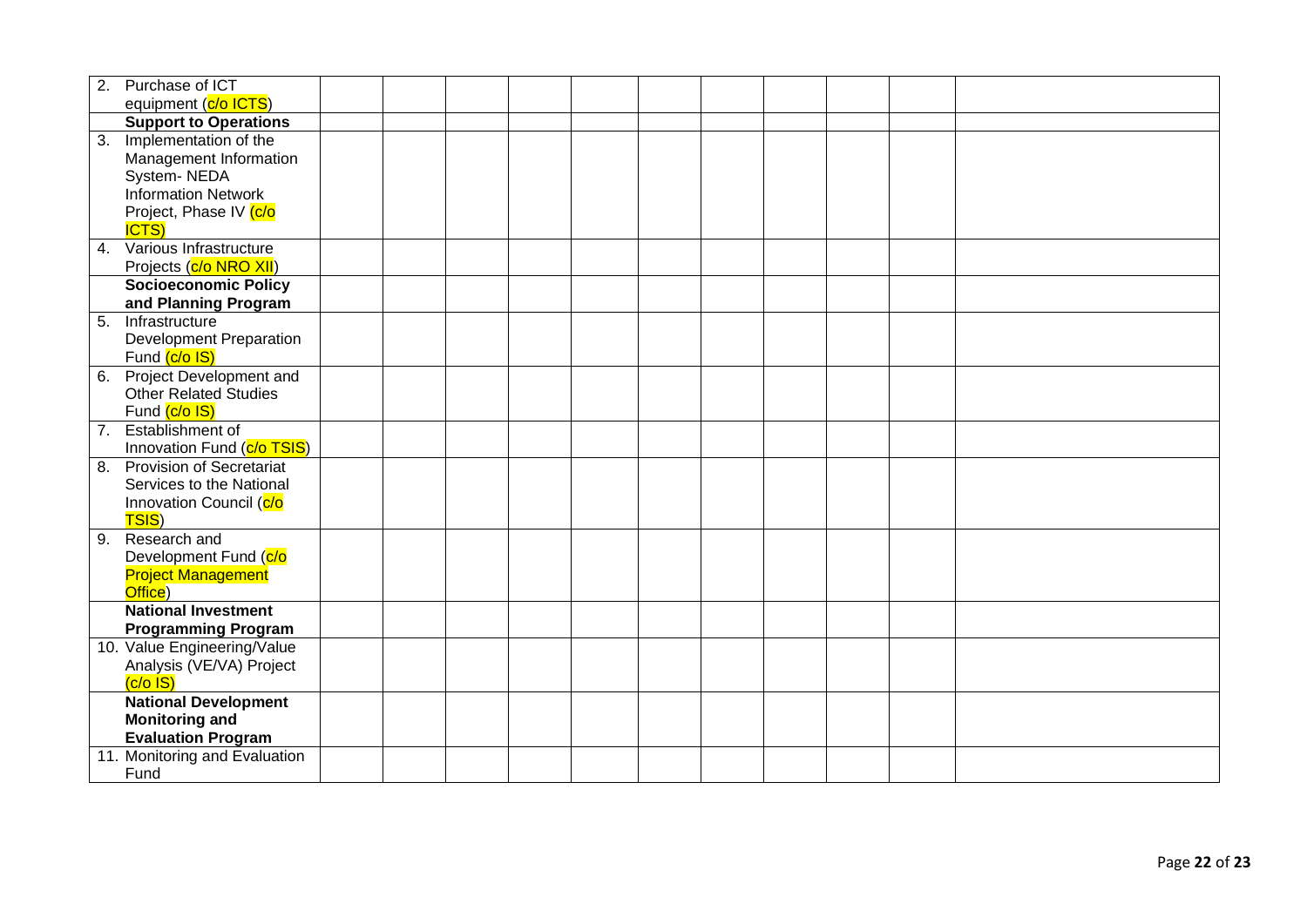| | | | | | | | | | | | |
|---|---|---|---|---|---|---|---|---|---|---|---|
| 2. Purchase of ICT equipment (c/o ICTS) | | | | | | | | | | | |
| **Support to Operations** | | | | | | | | | | | |
| 3. Implementation of the Management Information System- NEDA Information Network Project, Phase IV (c/o ICTS) | | | | | | | | | | | |
| 4. Various Infrastructure Projects (c/o NRO XII) | | | | | | | | | | | |
| **Socioeconomic Policy and Planning Program** | | | | | | | | | | | |
| 5. Infrastructure Development Preparation Fund (c/o IS) | | | | | | | | | | | |
| 6. Project Development and Other Related Studies Fund (c/o IS) | | | | | | | | | | | |
| 7. Establishment of Innovation Fund (c/o TSIS) | | | | | | | | | | | |
| 8. Provision of Secretariat Services to the National Innovation Council (c/o TSIS) | | | | | | | | | | | |
| 9. Research and Development Fund (c/o Project Management Office) | | | | | | | | | | | |
| **National Investment Programming Program** | | | | | | | | | | | |
| 10. Value Engineering/Value Analysis (VE/VA) Project (c/o IS) | | | | | | | | | | | |
| **National Development Monitoring and Evaluation Program** | | | | | | | | | | | |
| 11. Monitoring and Evaluation Fund | | | | | | | | | | | |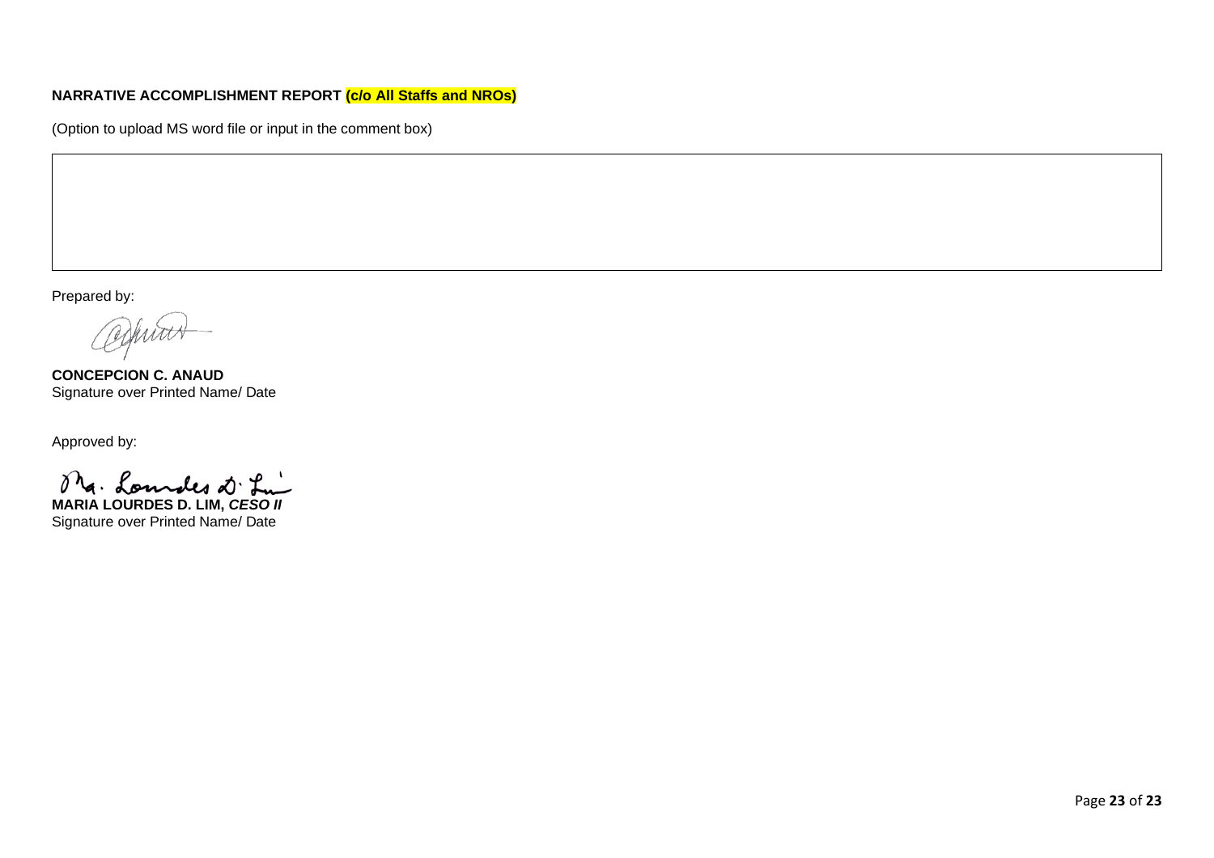**NARRATIVE ACCOMPLISHMENT REPORT (c/o All Staffs and NROs)**

(Option to upload MS word file or input in the comment box)

| |
|---|
| |

Prepared by:

**CONCEPCION C. ANAUD**
Signature over Printed Name/ Date

Approved by:

**MARIA LOURDES D. LIM, *CESO II***
Signature over Printed Name/ Date